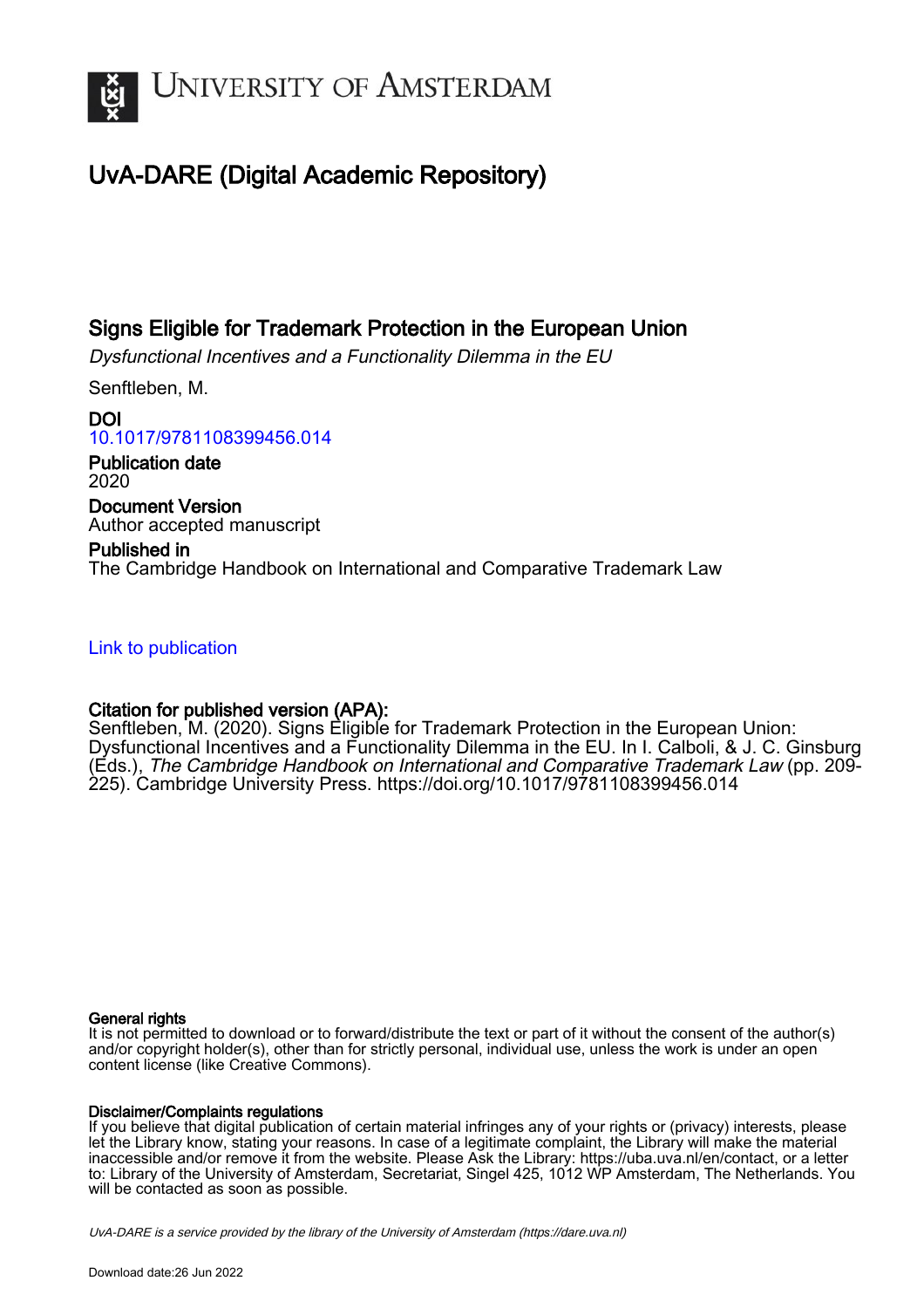UNIVERSITY OF AMSTERDAM

# UvA-DARE (Digital Academic Repository)

## Signs Eligible for Trademark Protection in the European Union

*Dysfunctional Incentives and a Functionality Dilemma in the EU*

Senftleben, M.

**DOI**
10.1017/9781108399456.014

**Publication date**
2020

**Document Version**
Author accepted manuscript

**Published in**
The Cambridge Handbook on International and Comparative Trademark Law

Link to publication

**Citation for published version (APA):**
Senftleben, M. (2020). Signs Eligible for Trademark Protection in the European Union: Dysfunctional Incentives and a Functionality Dilemma in the EU. In I. Calboli, & J. C. Ginsburg (Eds.), *The Cambridge Handbook on International and Comparative Trademark Law* (pp. 209-225). Cambridge University Press. https://doi.org/10.1017/9781108399456.014

**General rights**
It is not permitted to download or to forward/distribute the text or part of it without the consent of the author(s) and/or copyright holder(s), other than for strictly personal, individual use, unless the work is under an open content license (like Creative Commons).

**Disclaimer/Complaints regulations**
If you believe that digital publication of certain material infringes any of your rights or (privacy) interests, please let the Library know, stating your reasons. In case of a legitimate complaint, the Library will make the material inaccessible and/or remove it from the website. Please Ask the Library: https://uba.uva.nl/en/contact, or a letter to: Library of the University of Amsterdam, Secretariat, Singel 425, 1012 WP Amsterdam, The Netherlands. You will be contacted as soon as possible.

*UvA-DARE is a service provided by the library of the University of Amsterdam (https://dare.uva.nl)*

Download date:26 Jun 2022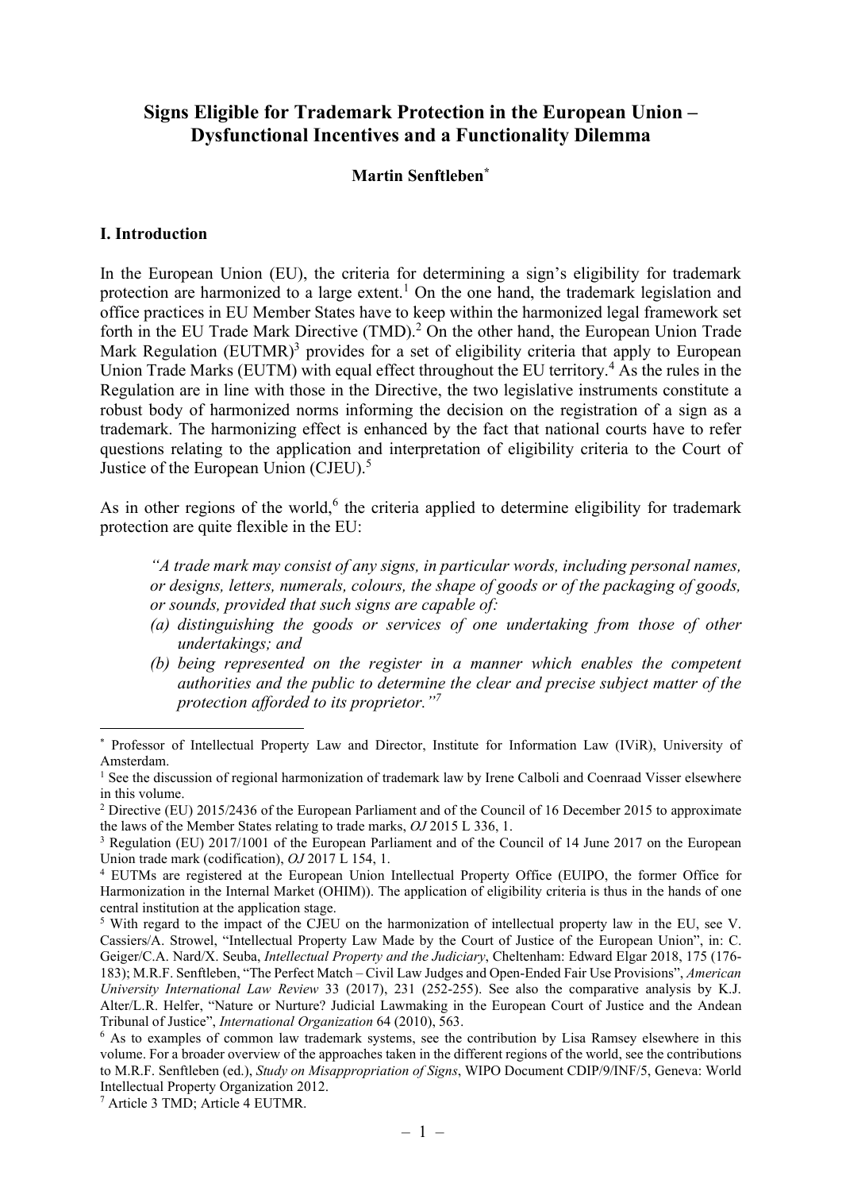# Signs Eligible for Trademark Protection in the European Union – Dysfunctional Incentives and a Functionality Dilemma

**Martin Senftleben**[*]

## I. Introduction

In the European Union (EU), the criteria for determining a sign's eligibility for trademark protection are harmonized to a large extent.[1] On the one hand, the trademark legislation and office practices in EU Member States have to keep within the harmonized legal framework set forth in the EU Trade Mark Directive (TMD).[2] On the other hand, the European Union Trade Mark Regulation (EUTMR)[3] provides for a set of eligibility criteria that apply to European Union Trade Marks (EUTM) with equal effect throughout the EU territory.[4] As the rules in the Regulation are in line with those in the Directive, the two legislative instruments constitute a robust body of harmonized norms informing the decision on the registration of a sign as a trademark. The harmonizing effect is enhanced by the fact that national courts have to refer questions relating to the application and interpretation of eligibility criteria to the Court of Justice of the European Union (CJEU).[5]

As in other regions of the world,[6] the criteria applied to determine eligibility for trademark protection are quite flexible in the EU:

> *"A trade mark may consist of any signs, in particular words, including personal names, or designs, letters, numerals, colours, the shape of goods or of the packaging of goods, or sounds, provided that such signs are capable of:*
> *(a) distinguishing the goods or services of one undertaking from those of other undertakings; and*
> *(b) being represented on the register in a manner which enables the competent authorities and the public to determine the clear and precise subject matter of the protection afforded to its proprietor."*[7]

---

[*] Professor of Intellectual Property Law and Director, Institute for Information Law (IViR), University of Amsterdam.

[1] See the discussion of regional harmonization of trademark law by Irene Calboli and Coenraad Visser elsewhere in this volume.

[2] Directive (EU) 2015/2436 of the European Parliament and of the Council of 16 December 2015 to approximate the laws of the Member States relating to trade marks, *OJ* 2015 L 336, 1.

[3] Regulation (EU) 2017/1001 of the European Parliament and of the Council of 14 June 2017 on the European Union trade mark (codification), *OJ* 2017 L 154, 1.

[4] EUTMs are registered at the European Union Intellectual Property Office (EUIPO, the former Office for Harmonization in the Internal Market (OHIM)). The application of eligibility criteria is thus in the hands of one central institution at the application stage.

[5] With regard to the impact of the CJEU on the harmonization of intellectual property law in the EU, see V. Cassiers/A. Strowel, "Intellectual Property Law Made by the Court of Justice of the European Union", in: C. Geiger/C.A. Nard/X. Seuba, *Intellectual Property and the Judiciary*, Cheltenham: Edward Elgar 2018, 175 (176-183); M.R.F. Senftleben, "The Perfect Match – Civil Law Judges and Open-Ended Fair Use Provisions", *American University International Law Review* 33 (2017), 231 (252-255). See also the comparative analysis by K.J. Alter/L.R. Helfer, "Nature or Nurture? Judicial Lawmaking in the European Court of Justice and the Andean Tribunal of Justice", *International Organization* 64 (2010), 563.

[6] As to examples of common law trademark systems, see the contribution by Lisa Ramsey elsewhere in this volume. For a broader overview of the approaches taken in the different regions of the world, see the contributions to M.R.F. Senftleben (ed.), *Study on Misappropriation of Signs*, WIPO Document CDIP/9/INF/5, Geneva: World Intellectual Property Organization 2012.

[7] Article 3 TMD; Article 4 EUTMR.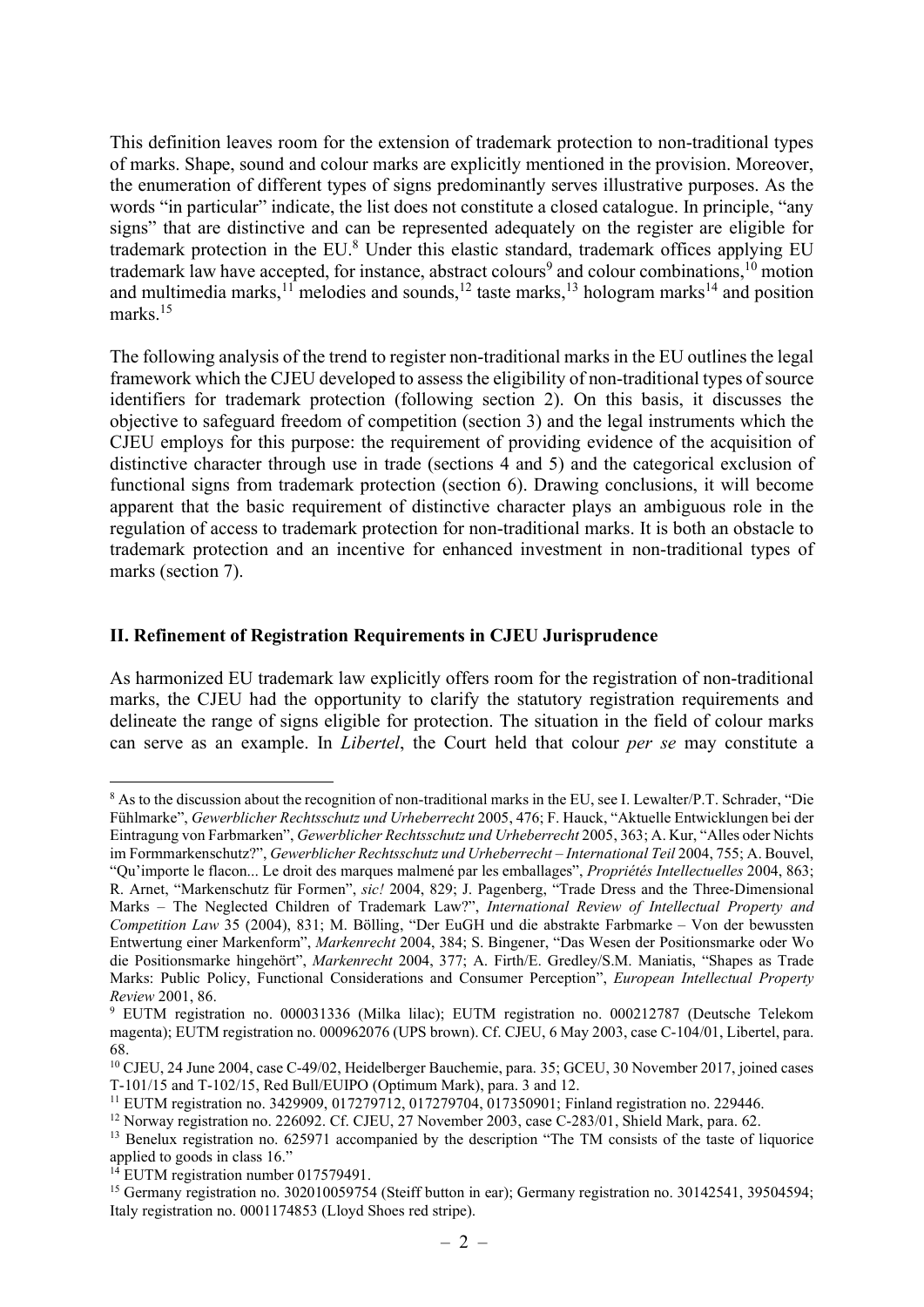This definition leaves room for the extension of trademark protection to non-traditional types of marks. Shape, sound and colour marks are explicitly mentioned in the provision. Moreover, the enumeration of different types of signs predominantly serves illustrative purposes. As the words "in particular" indicate, the list does not constitute a closed catalogue. In principle, "any signs" that are distinctive and can be represented adequately on the register are eligible for trademark protection in the EU.[8] Under this elastic standard, trademark offices applying EU trademark law have accepted, for instance, abstract colours[9] and colour combinations,[10] motion and multimedia marks,[11] melodies and sounds,[12] taste marks,[13] hologram marks[14] and position marks.[15]

The following analysis of the trend to register non-traditional marks in the EU outlines the legal framework which the CJEU developed to assess the eligibility of non-traditional types of source identifiers for trademark protection (following section 2). On this basis, it discusses the objective to safeguard freedom of competition (section 3) and the legal instruments which the CJEU employs for this purpose: the requirement of providing evidence of the acquisition of distinctive character through use in trade (sections 4 and 5) and the categorical exclusion of functional signs from trademark protection (section 6). Drawing conclusions, it will become apparent that the basic requirement of distinctive character plays an ambiguous role in the regulation of access to trademark protection for non-traditional marks. It is both an obstacle to trademark protection and an incentive for enhanced investment in non-traditional types of marks (section 7).

## II. Refinement of Registration Requirements in CJEU Jurisprudence

As harmonized EU trademark law explicitly offers room for the registration of non-traditional marks, the CJEU had the opportunity to clarify the statutory registration requirements and delineate the range of signs eligible for protection. The situation in the field of colour marks can serve as an example. In *Libertel*, the Court held that colour *per se* may constitute a

---

[8] As to the discussion about the recognition of non-traditional marks in the EU, see I. Lewalter/P.T. Schrader, "Die Fühlmarke", *Gewerblicher Rechtsschutz und Urheberrecht* 2005, 476; F. Hauck, "Aktuelle Entwicklungen bei der Eintragung von Farbmarken", *Gewerblicher Rechtsschutz und Urheberrecht* 2005, 363; A. Kur, "Alles oder Nichts im Formmarkenschutz?", *Gewerblicher Rechtsschutz und Urheberrecht – International Teil* 2004, 755; A. Bouvel, "Qu'importe le flacon... Le droit des marques malmené par les emballages", *Propriétés Intellectuelles* 2004, 863; R. Arnet, "Markenschutz für Formen", *sic!* 2004, 829; J. Pagenberg, "Trade Dress and the Three-Dimensional Marks – The Neglected Children of Trademark Law?", *International Review of Intellectual Property and Competition Law* 35 (2004), 831; M. Bölling, "Der EuGH und die abstrakte Farbmarke – Von der bewussten Entwertung einer Markenform", *Markenrecht* 2004, 384; S. Bingener, "Das Wesen der Positionsmarke oder Wo die Positionsmarke hingehört", *Markenrecht* 2004, 377; A. Firth/E. Gredley/S.M. Maniatis, "Shapes as Trade Marks: Public Policy, Functional Considerations and Consumer Perception", *European Intellectual Property Review* 2001, 86.

[9] EUTM registration no. 000031336 (Milka lilac); EUTM registration no. 000212787 (Deutsche Telekom magenta); EUTM registration no. 000962076 (UPS brown). Cf. CJEU, 6 May 2003, case C-104/01, Libertel, para. 68.

[10] CJEU, 24 June 2004, case C-49/02, Heidelberger Bauchemie, para. 35; GCEU, 30 November 2017, joined cases T-101/15 and T-102/15, Red Bull/EUIPO (Optimum Mark), para. 3 and 12.

[11] EUTM registration no. 3429909, 017279712, 017279704, 017350901; Finland registration no. 229446.

[12] Norway registration no. 226092. Cf. CJEU, 27 November 2003, case C-283/01, Shield Mark, para. 62.

[13] Benelux registration no. 625971 accompanied by the description "The TM consists of the taste of liquorice applied to goods in class 16."

[14] EUTM registration number 017579491.

[15] Germany registration no. 302010059754 (Steiff button in ear); Germany registration no. 30142541, 39504594; Italy registration no. 0001174853 (Lloyd Shoes red stripe).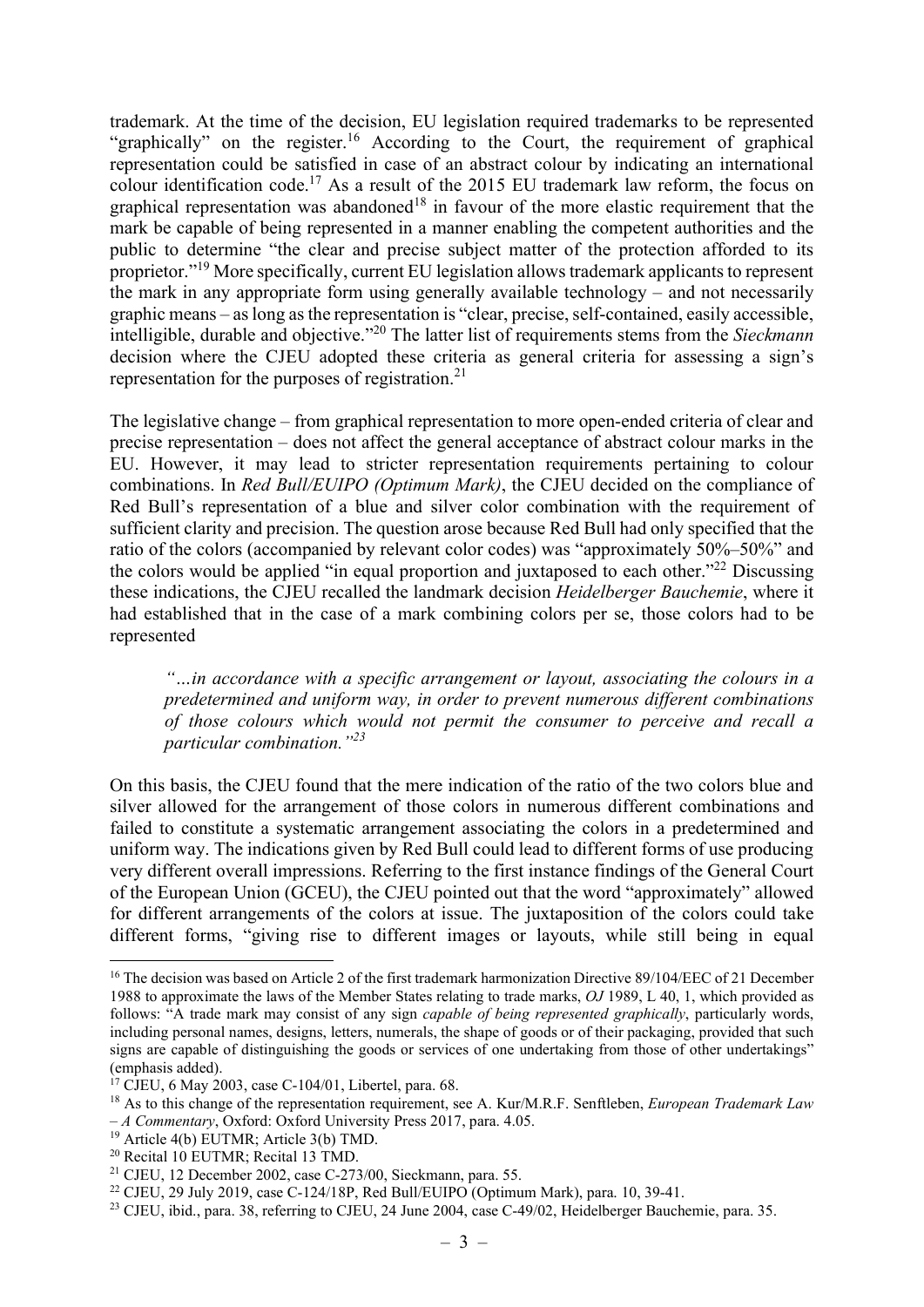trademark. At the time of the decision, EU legislation required trademarks to be represented "graphically" on the register.[16] According to the Court, the requirement of graphical representation could be satisfied in case of an abstract colour by indicating an international colour identification code.[17] As a result of the 2015 EU trademark law reform, the focus on graphical representation was abandoned[18] in favour of the more elastic requirement that the mark be capable of being represented in a manner enabling the competent authorities and the public to determine "the clear and precise subject matter of the protection afforded to its proprietor."[19] More specifically, current EU legislation allows trademark applicants to represent the mark in any appropriate form using generally available technology – and not necessarily graphic means – as long as the representation is "clear, precise, self-contained, easily accessible, intelligible, durable and objective."[20] The latter list of requirements stems from the *Sieckmann* decision where the CJEU adopted these criteria as general criteria for assessing a sign's representation for the purposes of registration.[21]

The legislative change – from graphical representation to more open-ended criteria of clear and precise representation – does not affect the general acceptance of abstract colour marks in the EU. However, it may lead to stricter representation requirements pertaining to colour combinations. In *Red Bull/EUIPO (Optimum Mark)*, the CJEU decided on the compliance of Red Bull's representation of a blue and silver color combination with the requirement of sufficient clarity and precision. The question arose because Red Bull had only specified that the ratio of the colors (accompanied by relevant color codes) was "approximately 50%–50%" and the colors would be applied "in equal proportion and juxtaposed to each other."[22] Discussing these indications, the CJEU recalled the landmark decision *Heidelberger Bauchemie*, where it had established that in the case of a mark combining colors per se, those colors had to be represented

> *"…in accordance with a specific arrangement or layout, associating the colours in a predetermined and uniform way, in order to prevent numerous different combinations of those colours which would not permit the consumer to perceive and recall a particular combination."[23]*

On this basis, the CJEU found that the mere indication of the ratio of the two colors blue and silver allowed for the arrangement of those colors in numerous different combinations and failed to constitute a systematic arrangement associating the colors in a predetermined and uniform way. The indications given by Red Bull could lead to different forms of use producing very different overall impressions. Referring to the first instance findings of the General Court of the European Union (GCEU), the CJEU pointed out that the word "approximately" allowed for different arrangements of the colors at issue. The juxtaposition of the colors could take different forms, "giving rise to different images or layouts, while still being in equal

---

[16] The decision was based on Article 2 of the first trademark harmonization Directive 89/104/EEC of 21 December 1988 to approximate the laws of the Member States relating to trade marks, *OJ* 1989, L 40, 1, which provided as follows: "A trade mark may consist of any sign *capable of being represented graphically*, particularly words, including personal names, designs, letters, numerals, the shape of goods or of their packaging, provided that such signs are capable of distinguishing the goods or services of one undertaking from those of other undertakings" (emphasis added).

[17] CJEU, 6 May 2003, case C-104/01, Libertel, para. 68.

[18] As to this change of the representation requirement, see A. Kur/M.R.F. Senftleben, *European Trademark Law – A Commentary*, Oxford: Oxford University Press 2017, para. 4.05.

[19] Article 4(b) EUTMR; Article 3(b) TMD.

[20] Recital 10 EUTMR; Recital 13 TMD.

[21] CJEU, 12 December 2002, case C-273/00, Sieckmann, para. 55.

[22] CJEU, 29 July 2019, case C-124/18P, Red Bull/EUIPO (Optimum Mark), para. 10, 39-41.

[23] CJEU, ibid., para. 38, referring to CJEU, 24 June 2004, case C-49/02, Heidelberger Bauchemie, para. 35.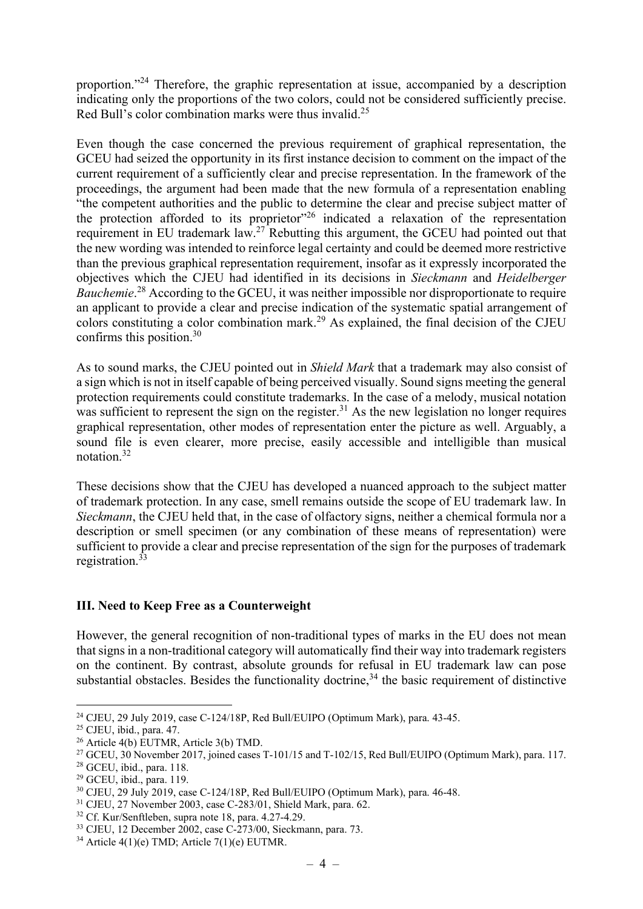proportion."[24] Therefore, the graphic representation at issue, accompanied by a description indicating only the proportions of the two colors, could not be considered sufficiently precise. Red Bull's color combination marks were thus invalid.[25]

Even though the case concerned the previous requirement of graphical representation, the GCEU had seized the opportunity in its first instance decision to comment on the impact of the current requirement of a sufficiently clear and precise representation. In the framework of the proceedings, the argument had been made that the new formula of a representation enabling "the competent authorities and the public to determine the clear and precise subject matter of the protection afforded to its proprietor"[26] indicated a relaxation of the representation requirement in EU trademark law.[27] Rebutting this argument, the GCEU had pointed out that the new wording was intended to reinforce legal certainty and could be deemed more restrictive than the previous graphical representation requirement, insofar as it expressly incorporated the objectives which the CJEU had identified in its decisions in *Sieckmann* and *Heidelberger Bauchemie*.[28] According to the GCEU, it was neither impossible nor disproportionate to require an applicant to provide a clear and precise indication of the systematic spatial arrangement of colors constituting a color combination mark.[29] As explained, the final decision of the CJEU confirms this position.[30]

As to sound marks, the CJEU pointed out in *Shield Mark* that a trademark may also consist of a sign which is not in itself capable of being perceived visually. Sound signs meeting the general protection requirements could constitute trademarks. In the case of a melody, musical notation was sufficient to represent the sign on the register.[31] As the new legislation no longer requires graphical representation, other modes of representation enter the picture as well. Arguably, a sound file is even clearer, more precise, easily accessible and intelligible than musical notation.[32]

These decisions show that the CJEU has developed a nuanced approach to the subject matter of trademark protection. In any case, smell remains outside the scope of EU trademark law. In *Sieckmann*, the CJEU held that, in the case of olfactory signs, neither a chemical formula nor a description or smell specimen (or any combination of these means of representation) were sufficient to provide a clear and precise representation of the sign for the purposes of trademark registration.[33]

## III. Need to Keep Free as a Counterweight

However, the general recognition of non-traditional types of marks in the EU does not mean that signs in a non-traditional category will automatically find their way into trademark registers on the continent. By contrast, absolute grounds for refusal in EU trademark law can pose substantial obstacles. Besides the functionality doctrine,[34] the basic requirement of distinctive

---

[24] CJEU, 29 July 2019, case C-124/18P, Red Bull/EUIPO (Optimum Mark), para. 43-45.
[25] CJEU, ibid., para. 47.
[26] Article 4(b) EUTMR, Article 3(b) TMD.
[27] GCEU, 30 November 2017, joined cases T-101/15 and T-102/15, Red Bull/EUIPO (Optimum Mark), para. 117.
[28] GCEU, ibid., para. 118.
[29] GCEU, ibid., para. 119.
[30] CJEU, 29 July 2019, case C-124/18P, Red Bull/EUIPO (Optimum Mark), para. 46-48.
[31] CJEU, 27 November 2003, case C-283/01, Shield Mark, para. 62.
[32] Cf. Kur/Senftleben, supra note 18, para. 4.27-4.29.
[33] CJEU, 12 December 2002, case C-273/00, Sieckmann, para. 73.
[34] Article 4(1)(e) TMD; Article 7(1)(e) EUTMR.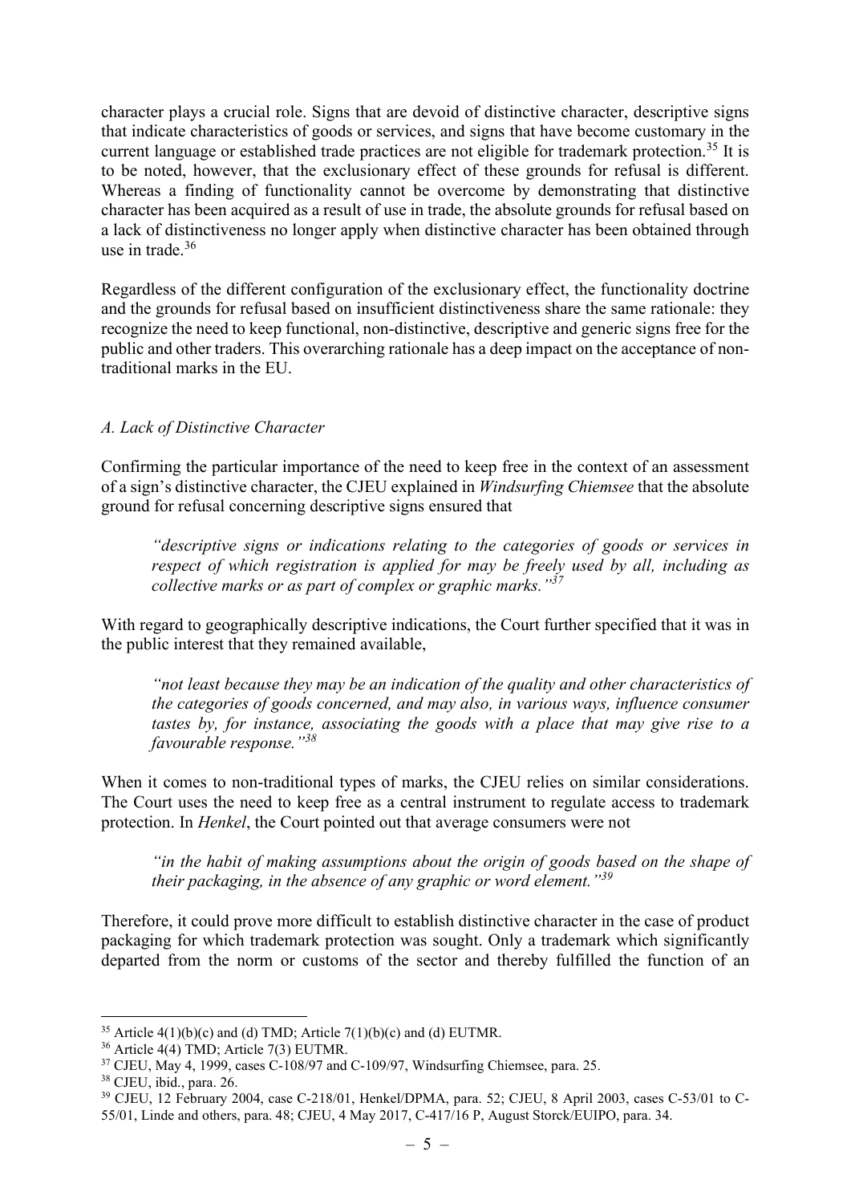character plays a crucial role. Signs that are devoid of distinctive character, descriptive signs that indicate characteristics of goods or services, and signs that have become customary in the current language or established trade practices are not eligible for trademark protection.[35] It is to be noted, however, that the exclusionary effect of these grounds for refusal is different. Whereas a finding of functionality cannot be overcome by demonstrating that distinctive character has been acquired as a result of use in trade, the absolute grounds for refusal based on a lack of distinctiveness no longer apply when distinctive character has been obtained through use in trade.[36]

Regardless of the different configuration of the exclusionary effect, the functionality doctrine and the grounds for refusal based on insufficient distinctiveness share the same rationale: they recognize the need to keep functional, non-distinctive, descriptive and generic signs free for the public and other traders. This overarching rationale has a deep impact on the acceptance of non-traditional marks in the EU.

### *A. Lack of Distinctive Character*

Confirming the particular importance of the need to keep free in the context of an assessment of a sign's distinctive character, the CJEU explained in *Windsurfing Chiemsee* that the absolute ground for refusal concerning descriptive signs ensured that

> *"descriptive signs or indications relating to the categories of goods or services in respect of which registration is applied for may be freely used by all, including as collective marks or as part of complex or graphic marks."*[37]

With regard to geographically descriptive indications, the Court further specified that it was in the public interest that they remained available,

> *"not least because they may be an indication of the quality and other characteristics of the categories of goods concerned, and may also, in various ways, influence consumer tastes by, for instance, associating the goods with a place that may give rise to a favourable response."*[38]

When it comes to non-traditional types of marks, the CJEU relies on similar considerations. The Court uses the need to keep free as a central instrument to regulate access to trademark protection. In *Henkel*, the Court pointed out that average consumers were not

> *"in the habit of making assumptions about the origin of goods based on the shape of their packaging, in the absence of any graphic or word element."*[39]

Therefore, it could prove more difficult to establish distinctive character in the case of product packaging for which trademark protection was sought. Only a trademark which significantly departed from the norm or customs of the sector and thereby fulfilled the function of an

---

[35] Article 4(1)(b)(c) and (d) TMD; Article 7(1)(b)(c) and (d) EUTMR.

[36] Article 4(4) TMD; Article 7(3) EUTMR.

[37] CJEU, May 4, 1999, cases C-108/97 and C-109/97, Windsurfing Chiemsee, para. 25.

[38] CJEU, ibid., para. 26.

[39] CJEU, 12 February 2004, case C-218/01, Henkel/DPMA, para. 52; CJEU, 8 April 2003, cases C-53/01 to C-55/01, Linde and others, para. 48; CJEU, 4 May 2017, C-417/16 P, August Storck/EUIPO, para. 34.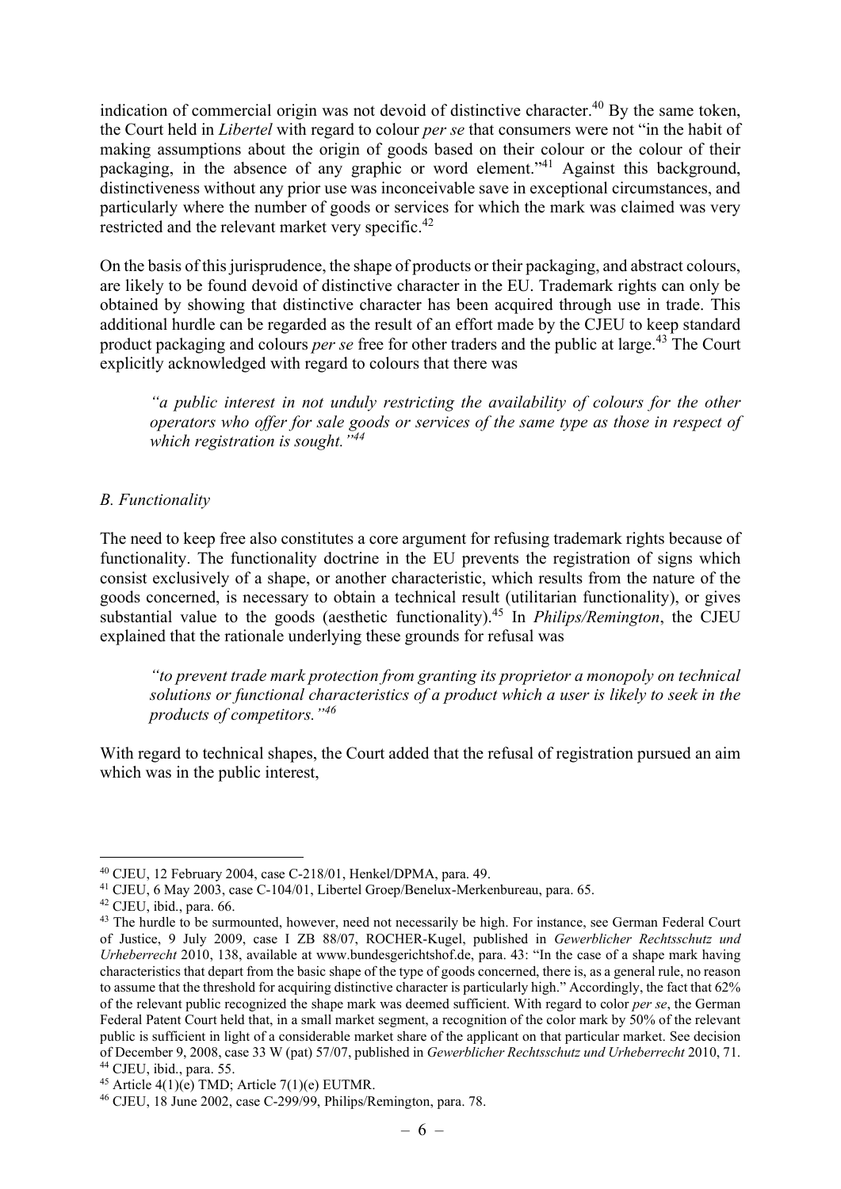indication of commercial origin was not devoid of distinctive character.[40] By the same token, the Court held in *Libertel* with regard to colour *per se* that consumers were not "in the habit of making assumptions about the origin of goods based on their colour or the colour of their packaging, in the absence of any graphic or word element."[41] Against this background, distinctiveness without any prior use was inconceivable save in exceptional circumstances, and particularly where the number of goods or services for which the mark was claimed was very restricted and the relevant market very specific.[42]

On the basis of this jurisprudence, the shape of products or their packaging, and abstract colours, are likely to be found devoid of distinctive character in the EU. Trademark rights can only be obtained by showing that distinctive character has been acquired through use in trade. This additional hurdle can be regarded as the result of an effort made by the CJEU to keep standard product packaging and colours *per se* free for other traders and the public at large.[43] The Court explicitly acknowledged with regard to colours that there was

> *"a public interest in not unduly restricting the availability of colours for the other operators who offer for sale goods or services of the same type as those in respect of which registration is sought."*[44]

### *B. Functionality*

The need to keep free also constitutes a core argument for refusing trademark rights because of functionality. The functionality doctrine in the EU prevents the registration of signs which consist exclusively of a shape, or another characteristic, which results from the nature of the goods concerned, is necessary to obtain a technical result (utilitarian functionality), or gives substantial value to the goods (aesthetic functionality).[45] In *Philips/Remington*, the CJEU explained that the rationale underlying these grounds for refusal was

> *"to prevent trade mark protection from granting its proprietor a monopoly on technical solutions or functional characteristics of a product which a user is likely to seek in the products of competitors."*[46]

With regard to technical shapes, the Court added that the refusal of registration pursued an aim which was in the public interest,

---

[40] CJEU, 12 February 2004, case C-218/01, Henkel/DPMA, para. 49.

[41] CJEU, 6 May 2003, case C-104/01, Libertel Groep/Benelux-Merkenbureau, para. 65.

[42] CJEU, ibid., para. 66.

[43] The hurdle to be surmounted, however, need not necessarily be high. For instance, see German Federal Court of Justice, 9 July 2009, case I ZB 88/07, ROCHER-Kugel, published in *Gewerblicher Rechtsschutz und Urheberrecht* 2010, 138, available at www.bundesgerichtshof.de, para. 43: "In the case of a shape mark having characteristics that depart from the basic shape of the type of goods concerned, there is, as a general rule, no reason to assume that the threshold for acquiring distinctive character is particularly high." Accordingly, the fact that 62% of the relevant public recognized the shape mark was deemed sufficient. With regard to color *per se*, the German Federal Patent Court held that, in a small market segment, a recognition of the color mark by 50% of the relevant public is sufficient in light of a considerable market share of the applicant on that particular market. See decision of December 9, 2008, case 33 W (pat) 57/07, published in *Gewerblicher Rechtsschutz und Urheberrecht* 2010, 71.

[44] CJEU, ibid., para. 55.

[45] Article 4(1)(e) TMD; Article 7(1)(e) EUTMR.

[46] CJEU, 18 June 2002, case C-299/99, Philips/Remington, para. 78.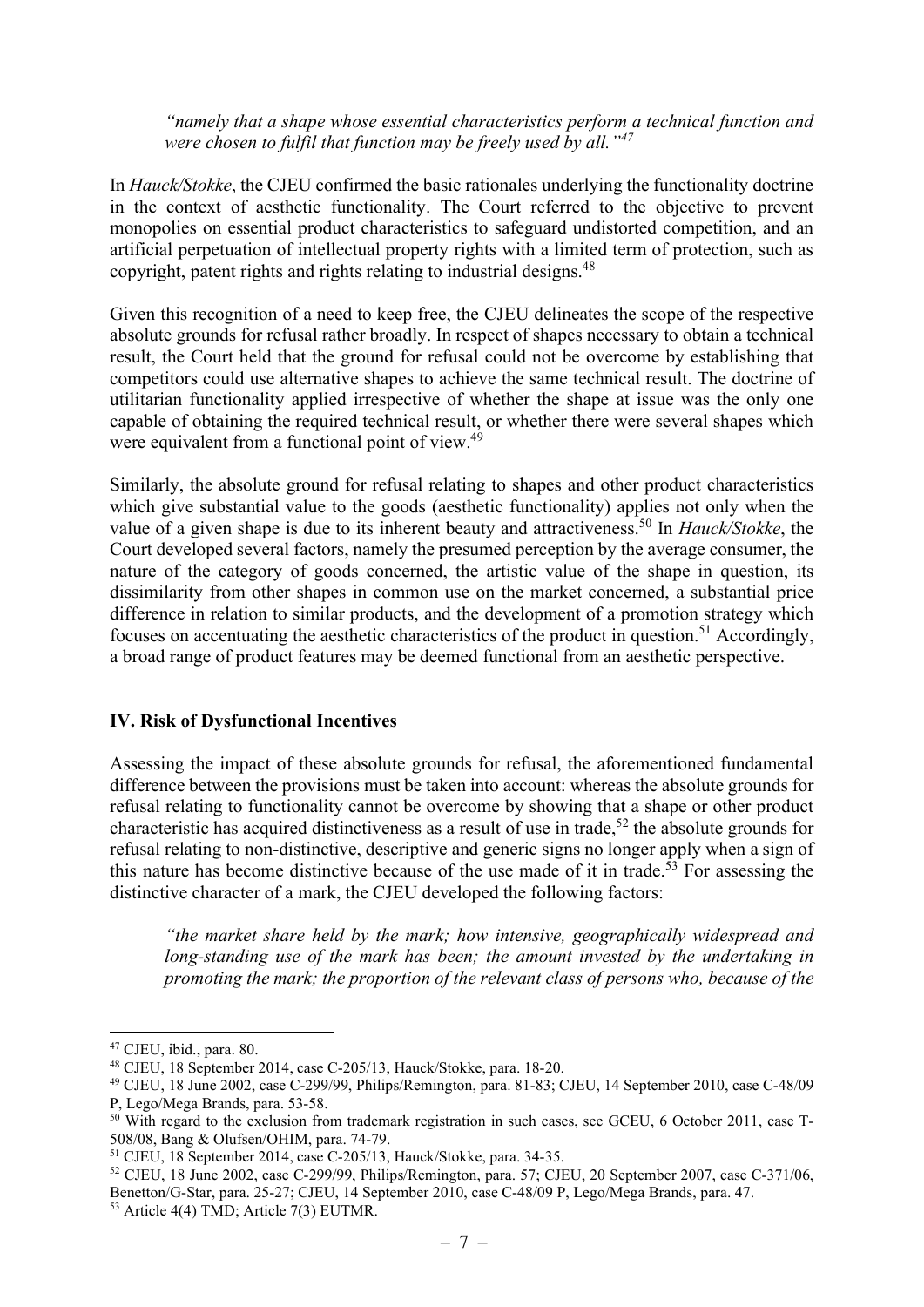> *"namely that a shape whose essential characteristics perform a technical function and were chosen to fulfil that function may be freely used by all."*[47]

In *Hauck/Stokke*, the CJEU confirmed the basic rationales underlying the functionality doctrine in the context of aesthetic functionality. The Court referred to the objective to prevent monopolies on essential product characteristics to safeguard undistorted competition, and an artificial perpetuation of intellectual property rights with a limited term of protection, such as copyright, patent rights and rights relating to industrial designs.[48]

Given this recognition of a need to keep free, the CJEU delineates the scope of the respective absolute grounds for refusal rather broadly. In respect of shapes necessary to obtain a technical result, the Court held that the ground for refusal could not be overcome by establishing that competitors could use alternative shapes to achieve the same technical result. The doctrine of utilitarian functionality applied irrespective of whether the shape at issue was the only one capable of obtaining the required technical result, or whether there were several shapes which were equivalent from a functional point of view.[49]

Similarly, the absolute ground for refusal relating to shapes and other product characteristics which give substantial value to the goods (aesthetic functionality) applies not only when the value of a given shape is due to its inherent beauty and attractiveness.[50] In *Hauck/Stokke*, the Court developed several factors, namely the presumed perception by the average consumer, the nature of the category of goods concerned, the artistic value of the shape in question, its dissimilarity from other shapes in common use on the market concerned, a substantial price difference in relation to similar products, and the development of a promotion strategy which focuses on accentuating the aesthetic characteristics of the product in question.[51] Accordingly, a broad range of product features may be deemed functional from an aesthetic perspective.

## IV. Risk of Dysfunctional Incentives

Assessing the impact of these absolute grounds for refusal, the aforementioned fundamental difference between the provisions must be taken into account: whereas the absolute grounds for refusal relating to functionality cannot be overcome by showing that a shape or other product characteristic has acquired distinctiveness as a result of use in trade,[52] the absolute grounds for refusal relating to non-distinctive, descriptive and generic signs no longer apply when a sign of this nature has become distinctive because of the use made of it in trade.[53] For assessing the distinctive character of a mark, the CJEU developed the following factors:

> *"the market share held by the mark; how intensive, geographically widespread and long-standing use of the mark has been; the amount invested by the undertaking in promoting the mark; the proportion of the relevant class of persons who, because of the*

---

[47] CJEU, ibid., para. 80.

[48] CJEU, 18 September 2014, case C-205/13, Hauck/Stokke, para. 18-20.

[49] CJEU, 18 June 2002, case C-299/99, Philips/Remington, para. 81-83; CJEU, 14 September 2010, case C-48/09 P, Lego/Mega Brands, para. 53-58.

[50] With regard to the exclusion from trademark registration in such cases, see GCEU, 6 October 2011, case T-508/08, Bang & Olufsen/OHIM, para. 74-79.

[51] CJEU, 18 September 2014, case C-205/13, Hauck/Stokke, para. 34-35.

[52] CJEU, 18 June 2002, case C-299/99, Philips/Remington, para. 57; CJEU, 20 September 2007, case C-371/06, Benetton/G-Star, para. 25-27; CJEU, 14 September 2010, case C-48/09 P, Lego/Mega Brands, para. 47.

[53] Article 4(4) TMD; Article 7(3) EUTMR.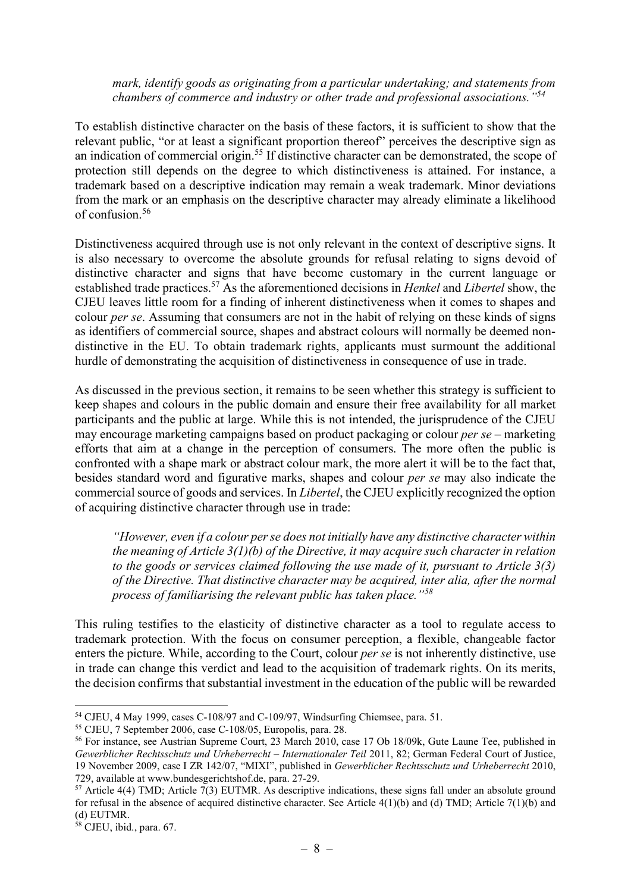*mark, identify goods as originating from a particular undertaking; and statements from chambers of commerce and industry or other trade and professional associations."*[54]

To establish distinctive character on the basis of these factors, it is sufficient to show that the relevant public, "or at least a significant proportion thereof" perceives the descriptive sign as an indication of commercial origin.[55] If distinctive character can be demonstrated, the scope of protection still depends on the degree to which distinctiveness is attained. For instance, a trademark based on a descriptive indication may remain a weak trademark. Minor deviations from the mark or an emphasis on the descriptive character may already eliminate a likelihood of confusion.[56]

Distinctiveness acquired through use is not only relevant in the context of descriptive signs. It is also necessary to overcome the absolute grounds for refusal relating to signs devoid of distinctive character and signs that have become customary in the current language or established trade practices.[57] As the aforementioned decisions in *Henkel* and *Libertel* show, the CJEU leaves little room for a finding of inherent distinctiveness when it comes to shapes and colour *per se*. Assuming that consumers are not in the habit of relying on these kinds of signs as identifiers of commercial source, shapes and abstract colours will normally be deemed non-distinctive in the EU. To obtain trademark rights, applicants must surmount the additional hurdle of demonstrating the acquisition of distinctiveness in consequence of use in trade.

As discussed in the previous section, it remains to be seen whether this strategy is sufficient to keep shapes and colours in the public domain and ensure their free availability for all market participants and the public at large. While this is not intended, the jurisprudence of the CJEU may encourage marketing campaigns based on product packaging or colour *per se* – marketing efforts that aim at a change in the perception of consumers. The more often the public is confronted with a shape mark or abstract colour mark, the more alert it will be to the fact that, besides standard word and figurative marks, shapes and colour *per se* may also indicate the commercial source of goods and services. In *Libertel*, the CJEU explicitly recognized the option of acquiring distinctive character through use in trade:

> *"However, even if a colour per se does not initially have any distinctive character within the meaning of Article 3(1)(b) of the Directive, it may acquire such character in relation to the goods or services claimed following the use made of it, pursuant to Article 3(3) of the Directive. That distinctive character may be acquired, inter alia, after the normal process of familiarising the relevant public has taken place."*[58]

This ruling testifies to the elasticity of distinctive character as a tool to regulate access to trademark protection. With the focus on consumer perception, a flexible, changeable factor enters the picture. While, according to the Court, colour *per se* is not inherently distinctive, use in trade can change this verdict and lead to the acquisition of trademark rights. On its merits, the decision confirms that substantial investment in the education of the public will be rewarded

---

[54] CJEU, 4 May 1999, cases C-108/97 and C-109/97, Windsurfing Chiemsee, para. 51.

[55] CJEU, 7 September 2006, case C-108/05, Europolis, para. 28.

[56] For instance, see Austrian Supreme Court, 23 March 2010, case 17 Ob 18/09k, Gute Laune Tee, published in *Gewerblicher Rechtsschutz und Urheberrecht – Internationaler Teil* 2011, 82; German Federal Court of Justice, 19 November 2009, case I ZR 142/07, "MIXI", published in *Gewerblicher Rechtsschutz und Urheberrecht* 2010, 729, available at www.bundesgerichtshof.de, para. 27-29.

[57] Article 4(4) TMD; Article 7(3) EUTMR. As descriptive indications, these signs fall under an absolute ground for refusal in the absence of acquired distinctive character. See Article 4(1)(b) and (d) TMD; Article 7(1)(b) and (d) EUTMR.

[58] CJEU, ibid., para. 67.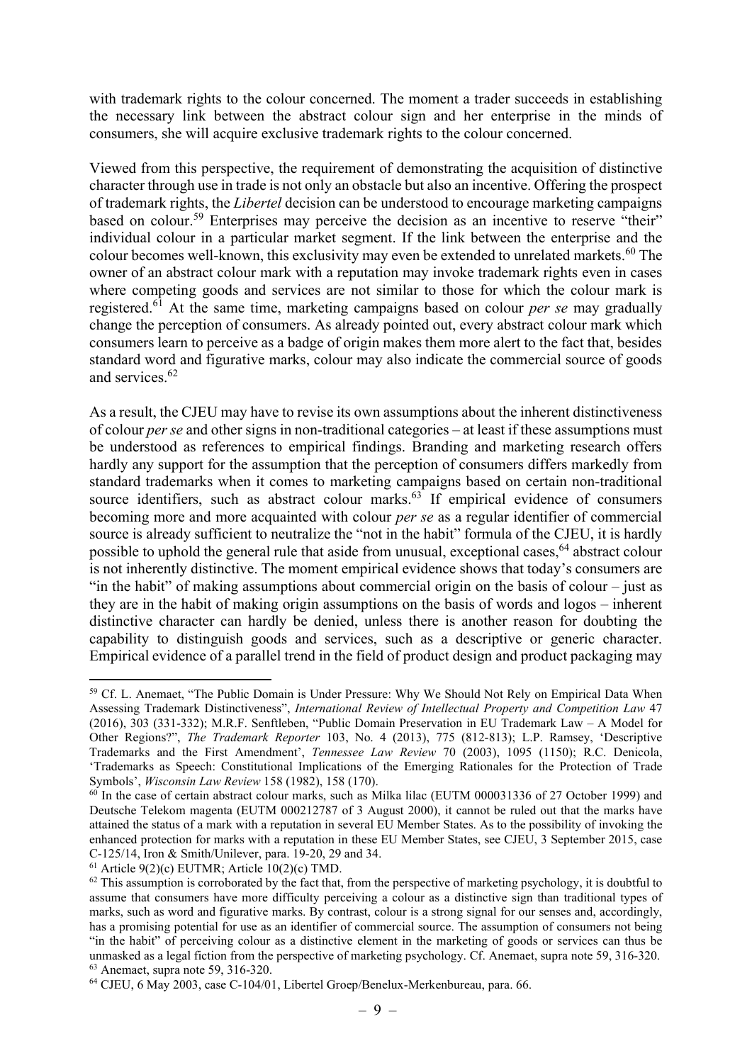with trademark rights to the colour concerned. The moment a trader succeeds in establishing the necessary link between the abstract colour sign and her enterprise in the minds of consumers, she will acquire exclusive trademark rights to the colour concerned.

Viewed from this perspective, the requirement of demonstrating the acquisition of distinctive character through use in trade is not only an obstacle but also an incentive. Offering the prospect of trademark rights, the *Libertel* decision can be understood to encourage marketing campaigns based on colour.[59] Enterprises may perceive the decision as an incentive to reserve "their" individual colour in a particular market segment. If the link between the enterprise and the colour becomes well-known, this exclusivity may even be extended to unrelated markets.[60] The owner of an abstract colour mark with a reputation may invoke trademark rights even in cases where competing goods and services are not similar to those for which the colour mark is registered.[61] At the same time, marketing campaigns based on colour *per se* may gradually change the perception of consumers. As already pointed out, every abstract colour mark which consumers learn to perceive as a badge of origin makes them more alert to the fact that, besides standard word and figurative marks, colour may also indicate the commercial source of goods and services.[62]

As a result, the CJEU may have to revise its own assumptions about the inherent distinctiveness of colour *per se* and other signs in non-traditional categories – at least if these assumptions must be understood as references to empirical findings. Branding and marketing research offers hardly any support for the assumption that the perception of consumers differs markedly from standard trademarks when it comes to marketing campaigns based on certain non-traditional source identifiers, such as abstract colour marks.[63] If empirical evidence of consumers becoming more and more acquainted with colour *per se* as a regular identifier of commercial source is already sufficient to neutralize the "not in the habit" formula of the CJEU, it is hardly possible to uphold the general rule that aside from unusual, exceptional cases,[64] abstract colour is not inherently distinctive. The moment empirical evidence shows that today's consumers are "in the habit" of making assumptions about commercial origin on the basis of colour – just as they are in the habit of making origin assumptions on the basis of words and logos – inherent distinctive character can hardly be denied, unless there is another reason for doubting the capability to distinguish goods and services, such as a descriptive or generic character. Empirical evidence of a parallel trend in the field of product design and product packaging may

---

[59] Cf. L. Anemaet, "The Public Domain is Under Pressure: Why We Should Not Rely on Empirical Data When Assessing Trademark Distinctiveness", *International Review of Intellectual Property and Competition Law* 47 (2016), 303 (331-332); M.R.F. Senftleben, "Public Domain Preservation in EU Trademark Law – A Model for Other Regions?", *The Trademark Reporter* 103, No. 4 (2013), 775 (812-813); L.P. Ramsey, 'Descriptive Trademarks and the First Amendment', *Tennessee Law Review* 70 (2003), 1095 (1150); R.C. Denicola, 'Trademarks as Speech: Constitutional Implications of the Emerging Rationales for the Protection of Trade Symbols', *Wisconsin Law Review* 158 (1982), 158 (170).

[60] In the case of certain abstract colour marks, such as Milka lilac (EUTM 000031336 of 27 October 1999) and Deutsche Telekom magenta (EUTM 000212787 of 3 August 2000), it cannot be ruled out that the marks have attained the status of a mark with a reputation in several EU Member States. As to the possibility of invoking the enhanced protection for marks with a reputation in these EU Member States, see CJEU, 3 September 2015, case C-125/14, Iron & Smith/Unilever, para. 19-20, 29 and 34.

[61] Article 9(2)(c) EUTMR; Article 10(2)(c) TMD.

[62] This assumption is corroborated by the fact that, from the perspective of marketing psychology, it is doubtful to assume that consumers have more difficulty perceiving a colour as a distinctive sign than traditional types of marks, such as word and figurative marks. By contrast, colour is a strong signal for our senses and, accordingly, has a promising potential for use as an identifier of commercial source. The assumption of consumers not being "in the habit" of perceiving colour as a distinctive element in the marketing of goods or services can thus be unmasked as a legal fiction from the perspective of marketing psychology. Cf. Anemaet, supra note 59, 316-320.

[63] Anemaet, supra note 59, 316-320.

[64] CJEU, 6 May 2003, case C-104/01, Libertel Groep/Benelux-Merkenbureau, para. 66.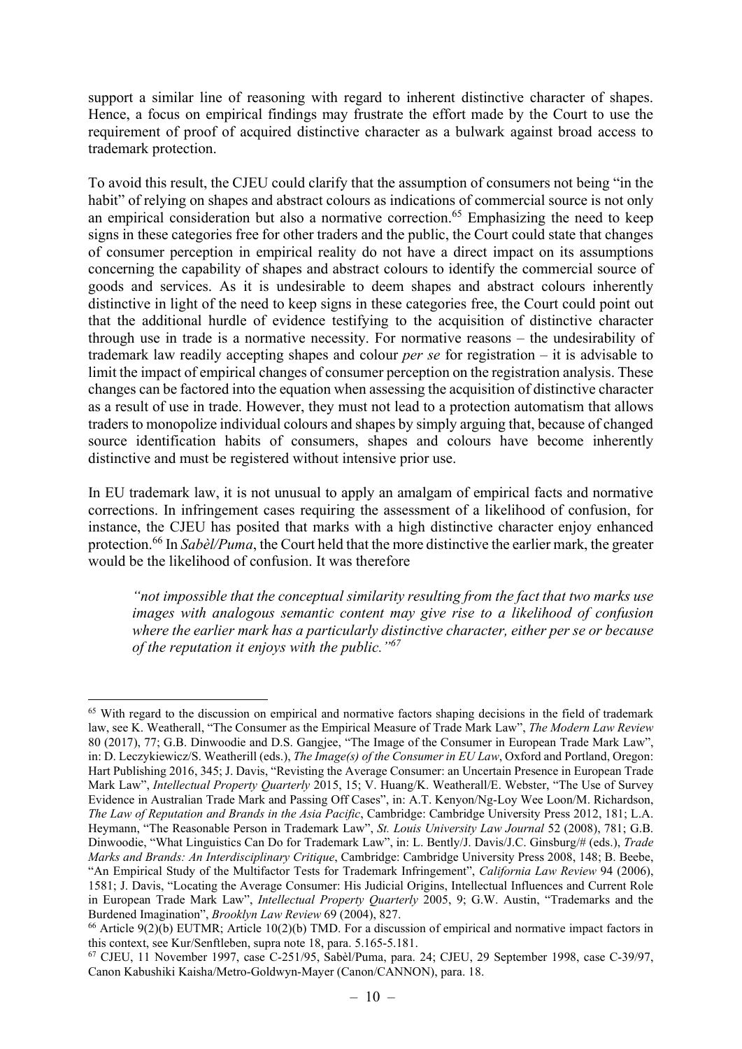support a similar line of reasoning with regard to inherent distinctive character of shapes. Hence, a focus on empirical findings may frustrate the effort made by the Court to use the requirement of proof of acquired distinctive character as a bulwark against broad access to trademark protection.

To avoid this result, the CJEU could clarify that the assumption of consumers not being "in the habit" of relying on shapes and abstract colours as indications of commercial source is not only an empirical consideration but also a normative correction.[65] Emphasizing the need to keep signs in these categories free for other traders and the public, the Court could state that changes of consumer perception in empirical reality do not have a direct impact on its assumptions concerning the capability of shapes and abstract colours to identify the commercial source of goods and services. As it is undesirable to deem shapes and abstract colours inherently distinctive in light of the need to keep signs in these categories free, the Court could point out that the additional hurdle of evidence testifying to the acquisition of distinctive character through use in trade is a normative necessity. For normative reasons – the undesirability of trademark law readily accepting shapes and colour *per se* for registration – it is advisable to limit the impact of empirical changes of consumer perception on the registration analysis. These changes can be factored into the equation when assessing the acquisition of distinctive character as a result of use in trade. However, they must not lead to a protection automatism that allows traders to monopolize individual colours and shapes by simply arguing that, because of changed source identification habits of consumers, shapes and colours have become inherently distinctive and must be registered without intensive prior use.

In EU trademark law, it is not unusual to apply an amalgam of empirical facts and normative corrections. In infringement cases requiring the assessment of a likelihood of confusion, for instance, the CJEU has posited that marks with a high distinctive character enjoy enhanced protection.[66] In *Sabèl/Puma*, the Court held that the more distinctive the earlier mark, the greater would be the likelihood of confusion. It was therefore

> *"not impossible that the conceptual similarity resulting from the fact that two marks use images with analogous semantic content may give rise to a likelihood of confusion where the earlier mark has a particularly distinctive character, either per se or because of the reputation it enjoys with the public."*[67]

---

[65] With regard to the discussion on empirical and normative factors shaping decisions in the field of trademark law, see K. Weatherall, "The Consumer as the Empirical Measure of Trade Mark Law", *The Modern Law Review* 80 (2017), 77; G.B. Dinwoodie and D.S. Gangjee, "The Image of the Consumer in European Trade Mark Law", in: D. Leczykiewicz/S. Weatherill (eds.), *The Image(s) of the Consumer in EU Law*, Oxford and Portland, Oregon: Hart Publishing 2016, 345; J. Davis, "Revisting the Average Consumer: an Uncertain Presence in European Trade Mark Law", *Intellectual Property Quarterly* 2015, 15; V. Huang/K. Weatherall/E. Webster, "The Use of Survey Evidence in Australian Trade Mark and Passing Off Cases", in: A.T. Kenyon/Ng-Loy Wee Loon/M. Richardson, *The Law of Reputation and Brands in the Asia Pacific*, Cambridge: Cambridge University Press 2012, 181; L.A. Heymann, "The Reasonable Person in Trademark Law", *St. Louis University Law Journal* 52 (2008), 781; G.B. Dinwoodie, "What Linguistics Can Do for Trademark Law", in: L. Bently/J. Davis/J.C. Ginsburg/# (eds.), *Trade Marks and Brands: An Interdisciplinary Critique*, Cambridge: Cambridge University Press 2008, 148; B. Beebe, "An Empirical Study of the Multifactor Tests for Trademark Infringement", *California Law Review* 94 (2006), 1581; J. Davis, "Locating the Average Consumer: His Judicial Origins, Intellectual Influences and Current Role in European Trade Mark Law", *Intellectual Property Quarterly* 2005, 9; G.W. Austin, "Trademarks and the Burdened Imagination", *Brooklyn Law Review* 69 (2004), 827.

[66] Article 9(2)(b) EUTMR; Article 10(2)(b) TMD. For a discussion of empirical and normative impact factors in this context, see Kur/Senftleben, supra note 18, para. 5.165-5.181.

[67] CJEU, 11 November 1997, case C-251/95, Sabèl/Puma, para. 24; CJEU, 29 September 1998, case C-39/97, Canon Kabushiki Kaisha/Metro-Goldwyn-Mayer (Canon/CANNON), para. 18.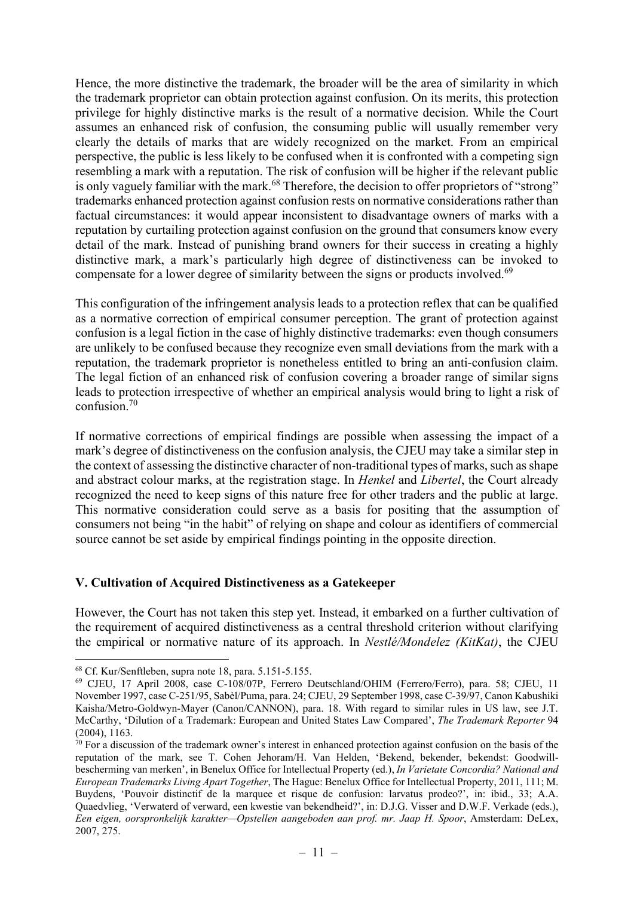Hence, the more distinctive the trademark, the broader will be the area of similarity in which the trademark proprietor can obtain protection against confusion. On its merits, this protection privilege for highly distinctive marks is the result of a normative decision. While the Court assumes an enhanced risk of confusion, the consuming public will usually remember very clearly the details of marks that are widely recognized on the market. From an empirical perspective, the public is less likely to be confused when it is confronted with a competing sign resembling a mark with a reputation. The risk of confusion will be higher if the relevant public is only vaguely familiar with the mark.[68] Therefore, the decision to offer proprietors of "strong" trademarks enhanced protection against confusion rests on normative considerations rather than factual circumstances: it would appear inconsistent to disadvantage owners of marks with a reputation by curtailing protection against confusion on the ground that consumers know every detail of the mark. Instead of punishing brand owners for their success in creating a highly distinctive mark, a mark's particularly high degree of distinctiveness can be invoked to compensate for a lower degree of similarity between the signs or products involved.[69]

This configuration of the infringement analysis leads to a protection reflex that can be qualified as a normative correction of empirical consumer perception. The grant of protection against confusion is a legal fiction in the case of highly distinctive trademarks: even though consumers are unlikely to be confused because they recognize even small deviations from the mark with a reputation, the trademark proprietor is nonetheless entitled to bring an anti-confusion claim. The legal fiction of an enhanced risk of confusion covering a broader range of similar signs leads to protection irrespective of whether an empirical analysis would bring to light a risk of confusion.[70]

If normative corrections of empirical findings are possible when assessing the impact of a mark's degree of distinctiveness on the confusion analysis, the CJEU may take a similar step in the context of assessing the distinctive character of non-traditional types of marks, such as shape and abstract colour marks, at the registration stage. In *Henkel* and *Libertel*, the Court already recognized the need to keep signs of this nature free for other traders and the public at large. This normative consideration could serve as a basis for positing that the assumption of consumers not being "in the habit" of relying on shape and colour as identifiers of commercial source cannot be set aside by empirical findings pointing in the opposite direction.

## V. Cultivation of Acquired Distinctiveness as a Gatekeeper

However, the Court has not taken this step yet. Instead, it embarked on a further cultivation of the requirement of acquired distinctiveness as a central threshold criterion without clarifying the empirical or normative nature of its approach. In *Nestlé/Mondelez (KitKat)*, the CJEU

---

[68] Cf. Kur/Senftleben, supra note 18, para. 5.151-5.155.

[69] CJEU, 17 April 2008, case C-108/07P, Ferrero Deutschland/OHIM (Ferrero/Ferro), para. 58; CJEU, 11 November 1997, case C-251/95, Sabèl/Puma, para. 24; CJEU, 29 September 1998, case C-39/97, Canon Kabushiki Kaisha/Metro-Goldwyn-Mayer (Canon/CANNON), para. 18. With regard to similar rules in US law, see J.T. McCarthy, 'Dilution of a Trademark: European and United States Law Compared', *The Trademark Reporter* 94 (2004), 1163.

[70] For a discussion of the trademark owner's interest in enhanced protection against confusion on the basis of the reputation of the mark, see T. Cohen Jehoram/H. Van Helden, 'Bekend, bekender, bekendst: Goodwill-bescherming van merken', in Benelux Office for Intellectual Property (ed.), *In Varietate Concordia? National and European Trademarks Living Apart Together*, The Hague: Benelux Office for Intellectual Property, 2011, 111; M. Buydens, 'Pouvoir distinctif de la marquee et risque de confusion: larvatus prodeo?', in: ibid., 33; A.A. Quaedvlieg, 'Verwaterd of verward, een kwestie van bekendheid?', in: D.J.G. Visser and D.W.F. Verkade (eds.), *Een eigen, oorspronkelijk karakter—Opstellen aangeboden aan prof. mr. Jaap H. Spoor*, Amsterdam: DeLex, 2007, 275.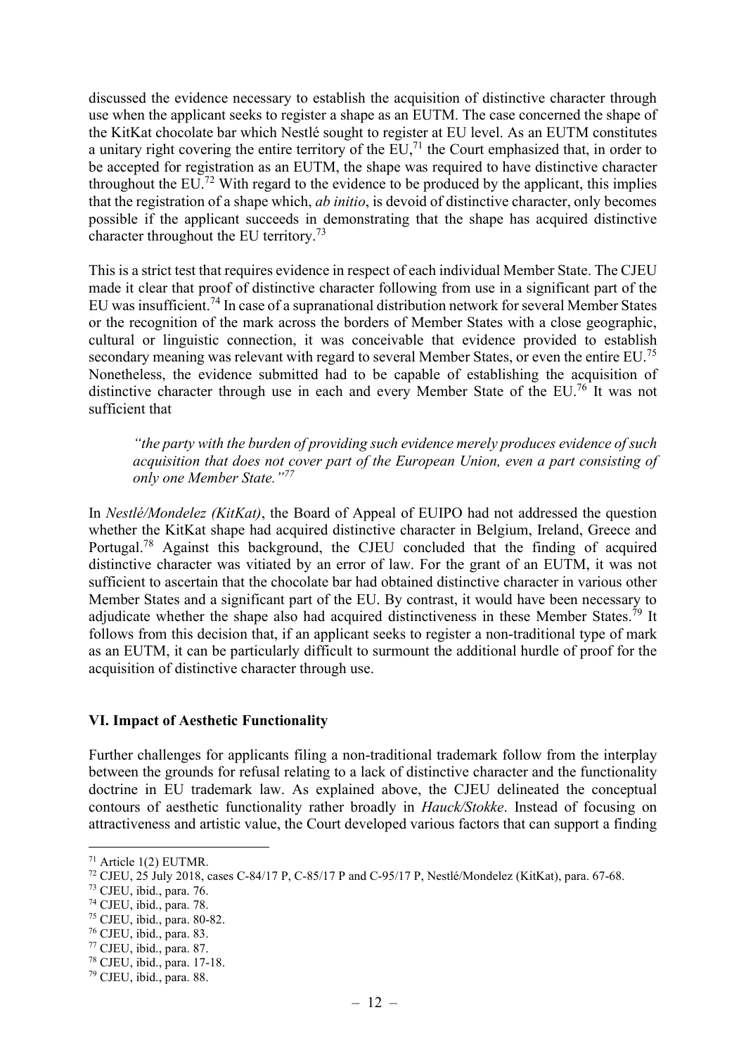discussed the evidence necessary to establish the acquisition of distinctive character through use when the applicant seeks to register a shape as an EUTM. The case concerned the shape of the KitKat chocolate bar which Nestlé sought to register at EU level. As an EUTM constitutes a unitary right covering the entire territory of the EU,[71] the Court emphasized that, in order to be accepted for registration as an EUTM, the shape was required to have distinctive character throughout the EU.[72] With regard to the evidence to be produced by the applicant, this implies that the registration of a shape which, *ab initio*, is devoid of distinctive character, only becomes possible if the applicant succeeds in demonstrating that the shape has acquired distinctive character throughout the EU territory.[73]

This is a strict test that requires evidence in respect of each individual Member State. The CJEU made it clear that proof of distinctive character following from use in a significant part of the EU was insufficient.[74] In case of a supranational distribution network for several Member States or the recognition of the mark across the borders of Member States with a close geographic, cultural or linguistic connection, it was conceivable that evidence provided to establish secondary meaning was relevant with regard to several Member States, or even the entire EU.[75] Nonetheless, the evidence submitted had to be capable of establishing the acquisition of distinctive character through use in each and every Member State of the EU.[76] It was not sufficient that

> *"the party with the burden of providing such evidence merely produces evidence of such acquisition that does not cover part of the European Union, even a part consisting of only one Member State."*[77]

In *Nestlé/Mondelez (KitKat)*, the Board of Appeal of EUIPO had not addressed the question whether the KitKat shape had acquired distinctive character in Belgium, Ireland, Greece and Portugal.[78] Against this background, the CJEU concluded that the finding of acquired distinctive character was vitiated by an error of law. For the grant of an EUTM, it was not sufficient to ascertain that the chocolate bar had obtained distinctive character in various other Member States and a significant part of the EU. By contrast, it would have been necessary to adjudicate whether the shape also had acquired distinctiveness in these Member States.[79] It follows from this decision that, if an applicant seeks to register a non-traditional type of mark as an EUTM, it can be particularly difficult to surmount the additional hurdle of proof for the acquisition of distinctive character through use.

## VI. Impact of Aesthetic Functionality

Further challenges for applicants filing a non-traditional trademark follow from the interplay between the grounds for refusal relating to a lack of distinctive character and the functionality doctrine in EU trademark law. As explained above, the CJEU delineated the conceptual contours of aesthetic functionality rather broadly in *Hauck/Stokke*. Instead of focusing on attractiveness and artistic value, the Court developed various factors that can support a finding

---

[71] Article 1(2) EUTMR.

[72] CJEU, 25 July 2018, cases C-84/17 P, C-85/17 P and C-95/17 P, Nestlé/Mondelez (KitKat), para. 67-68.

[73] CJEU, ibid., para. 76.

[74] CJEU, ibid., para. 78.

[75] CJEU, ibid., para. 80-82.

[76] CJEU, ibid., para. 83.

[77] CJEU, ibid., para. 87.

[78] CJEU, ibid., para. 17-18.

[79] CJEU, ibid., para. 88.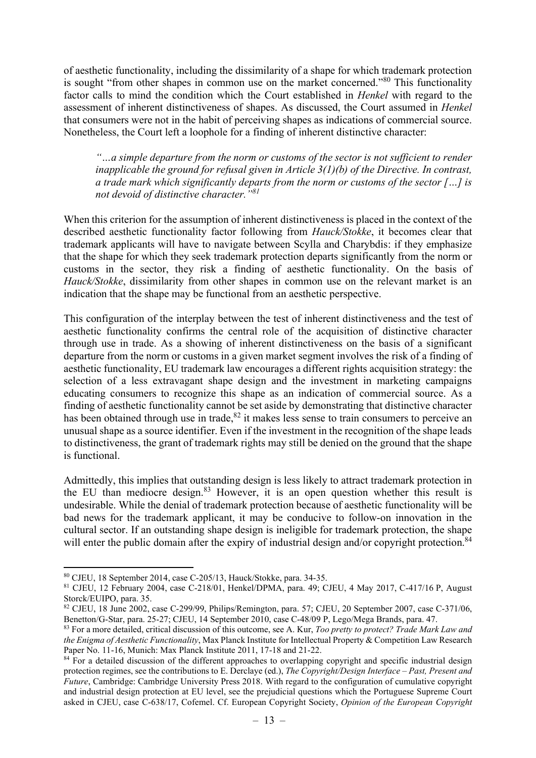of aesthetic functionality, including the dissimilarity of a shape for which trademark protection is sought "from other shapes in common use on the market concerned."[80] This functionality factor calls to mind the condition which the Court established in *Henkel* with regard to the assessment of inherent distinctiveness of shapes. As discussed, the Court assumed in *Henkel* that consumers were not in the habit of perceiving shapes as indications of commercial source. Nonetheless, the Court left a loophole for a finding of inherent distinctive character:

> *"…a simple departure from the norm or customs of the sector is not sufficient to render inapplicable the ground for refusal given in Article 3(1)(b) of the Directive. In contrast, a trade mark which significantly departs from the norm or customs of the sector […] is not devoid of distinctive character."*[81]

When this criterion for the assumption of inherent distinctiveness is placed in the context of the described aesthetic functionality factor following from *Hauck/Stokke*, it becomes clear that trademark applicants will have to navigate between Scylla and Charybdis: if they emphasize that the shape for which they seek trademark protection departs significantly from the norm or customs in the sector, they risk a finding of aesthetic functionality. On the basis of *Hauck/Stokke*, dissimilarity from other shapes in common use on the relevant market is an indication that the shape may be functional from an aesthetic perspective.

This configuration of the interplay between the test of inherent distinctiveness and the test of aesthetic functionality confirms the central role of the acquisition of distinctive character through use in trade. As a showing of inherent distinctiveness on the basis of a significant departure from the norm or customs in a given market segment involves the risk of a finding of aesthetic functionality, EU trademark law encourages a different rights acquisition strategy: the selection of a less extravagant shape design and the investment in marketing campaigns educating consumers to recognize this shape as an indication of commercial source. As a finding of aesthetic functionality cannot be set aside by demonstrating that distinctive character has been obtained through use in trade,[82] it makes less sense to train consumers to perceive an unusual shape as a source identifier. Even if the investment in the recognition of the shape leads to distinctiveness, the grant of trademark rights may still be denied on the ground that the shape is functional.

Admittedly, this implies that outstanding design is less likely to attract trademark protection in the EU than mediocre design.[83] However, it is an open question whether this result is undesirable. While the denial of trademark protection because of aesthetic functionality will be bad news for the trademark applicant, it may be conducive to follow-on innovation in the cultural sector. If an outstanding shape design is ineligible for trademark protection, the shape will enter the public domain after the expiry of industrial design and/or copyright protection.[84]

---

[80] CJEU, 18 September 2014, case C-205/13, Hauck/Stokke, para. 34-35.

[81] CJEU, 12 February 2004, case C-218/01, Henkel/DPMA, para. 49; CJEU, 4 May 2017, C-417/16 P, August Storck/EUIPO, para. 35.

[82] CJEU, 18 June 2002, case C-299/99, Philips/Remington, para. 57; CJEU, 20 September 2007, case C-371/06, Benetton/G-Star, para. 25-27; CJEU, 14 September 2010, case C-48/09 P, Lego/Mega Brands, para. 47.

[83] For a more detailed, critical discussion of this outcome, see A. Kur, *Too pretty to protect? Trade Mark Law and the Enigma of Aesthetic Functionality*, Max Planck Institute for Intellectual Property & Competition Law Research Paper No. 11-16, Munich: Max Planck Institute 2011, 17-18 and 21-22.

[84] For a detailed discussion of the different approaches to overlapping copyright and specific industrial design protection regimes, see the contributions to E. Derclaye (ed.), *The Copyright/Design Interface – Past, Present and Future*, Cambridge: Cambridge University Press 2018. With regard to the configuration of cumulative copyright and industrial design protection at EU level, see the prejudicial questions which the Portuguese Supreme Court asked in CJEU, case C-638/17, Cofemel. Cf. European Copyright Society, *Opinion of the European Copyright*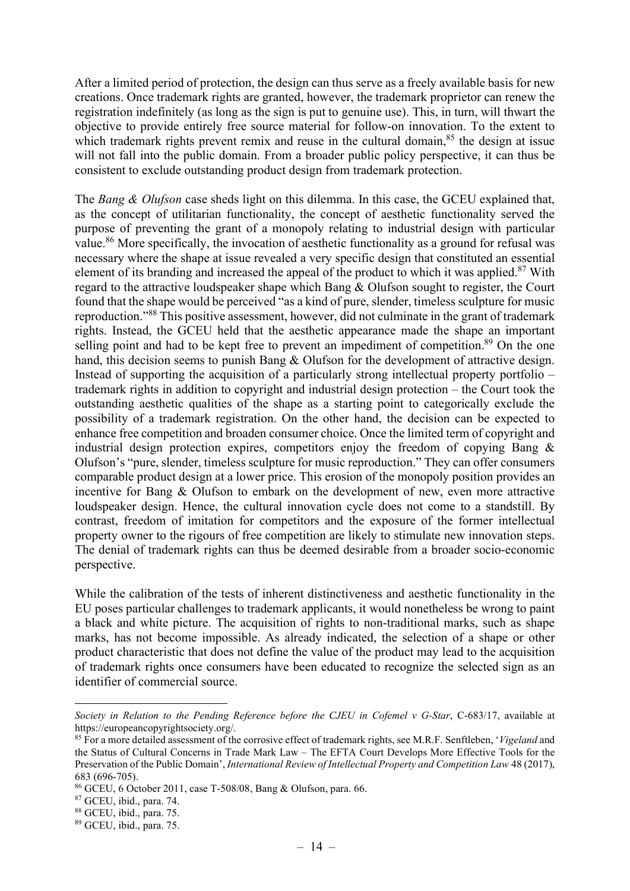After a limited period of protection, the design can thus serve as a freely available basis for new creations. Once trademark rights are granted, however, the trademark proprietor can renew the registration indefinitely (as long as the sign is put to genuine use). This, in turn, will thwart the objective to provide entirely free source material for follow-on innovation. To the extent to which trademark rights prevent remix and reuse in the cultural domain,[85] the design at issue will not fall into the public domain. From a broader public policy perspective, it can thus be consistent to exclude outstanding product design from trademark protection.

The *Bang & Olufson* case sheds light on this dilemma. In this case, the GCEU explained that, as the concept of utilitarian functionality, the concept of aesthetic functionality served the purpose of preventing the grant of a monopoly relating to industrial design with particular value.[86] More specifically, the invocation of aesthetic functionality as a ground for refusal was necessary where the shape at issue revealed a very specific design that constituted an essential element of its branding and increased the appeal of the product to which it was applied.[87] With regard to the attractive loudspeaker shape which Bang & Olufson sought to register, the Court found that the shape would be perceived "as a kind of pure, slender, timeless sculpture for music reproduction."[88] This positive assessment, however, did not culminate in the grant of trademark rights. Instead, the GCEU held that the aesthetic appearance made the shape an important selling point and had to be kept free to prevent an impediment of competition.[89] On the one hand, this decision seems to punish Bang & Olufson for the development of attractive design. Instead of supporting the acquisition of a particularly strong intellectual property portfolio – trademark rights in addition to copyright and industrial design protection – the Court took the outstanding aesthetic qualities of the shape as a starting point to categorically exclude the possibility of a trademark registration. On the other hand, the decision can be expected to enhance free competition and broaden consumer choice. Once the limited term of copyright and industrial design protection expires, competitors enjoy the freedom of copying Bang & Olufson's "pure, slender, timeless sculpture for music reproduction." They can offer consumers comparable product design at a lower price. This erosion of the monopoly position provides an incentive for Bang & Olufson to embark on the development of new, even more attractive loudspeaker design. Hence, the cultural innovation cycle does not come to a standstill. By contrast, freedom of imitation for competitors and the exposure of the former intellectual property owner to the rigours of free competition are likely to stimulate new innovation steps. The denial of trademark rights can thus be deemed desirable from a broader socio-economic perspective.

While the calibration of the tests of inherent distinctiveness and aesthetic functionality in the EU poses particular challenges to trademark applicants, it would nonetheless be wrong to paint a black and white picture. The acquisition of rights to non-traditional marks, such as shape marks, has not become impossible. As already indicated, the selection of a shape or other product characteristic that does not define the value of the product may lead to the acquisition of trademark rights once consumers have been educated to recognize the selected sign as an identifier of commercial source.

---

*Society in Relation to the Pending Reference before the CJEU in Cofemel v G-Star*, C-683/17, available at https://europeancopyrightsociety.org/.

[85] For a more detailed assessment of the corrosive effect of trademark rights, see M.R.F. Senftleben, '*Vigeland* and the Status of Cultural Concerns in Trade Mark Law – The EFTA Court Develops More Effective Tools for the Preservation of the Public Domain', *International Review of Intellectual Property and Competition Law* 48 (2017), 683 (696-705).

[86] GCEU, 6 October 2011, case T-508/08, Bang & Olufson, para. 66.

[87] GCEU, ibid., para. 74.

[88] GCEU, ibid., para. 75.

[89] GCEU, ibid., para. 75.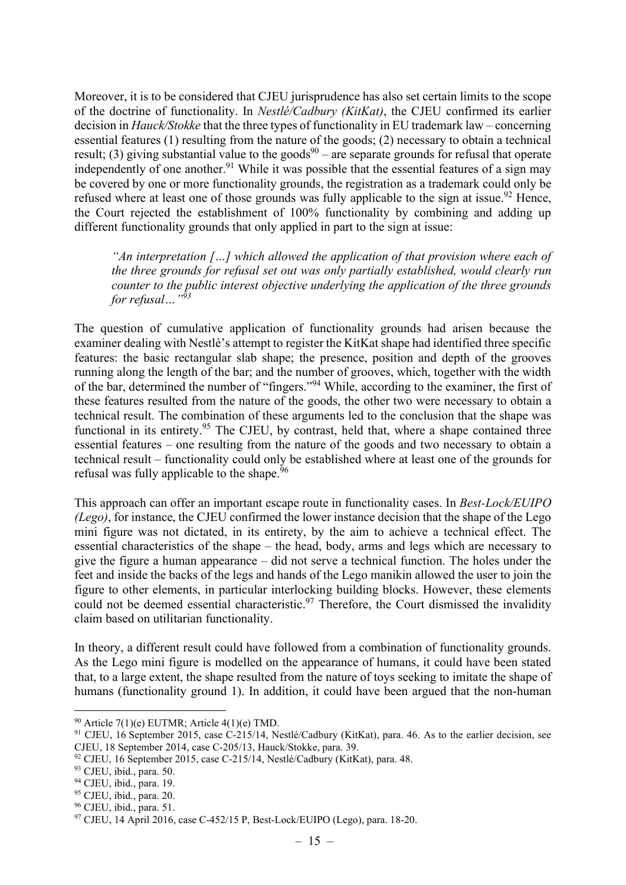Moreover, it is to be considered that CJEU jurisprudence has also set certain limits to the scope of the doctrine of functionality. In *Nestlé/Cadbury (KitKat)*, the CJEU confirmed its earlier decision in *Hauck/Stokke* that the three types of functionality in EU trademark law – concerning essential features (1) resulting from the nature of the goods; (2) necessary to obtain a technical result; (3) giving substantial value to the goods[90] – are separate grounds for refusal that operate independently of one another.[91] While it was possible that the essential features of a sign may be covered by one or more functionality grounds, the registration as a trademark could only be refused where at least one of those grounds was fully applicable to the sign at issue.[92] Hence, the Court rejected the establishment of 100% functionality by combining and adding up different functionality grounds that only applied in part to the sign at issue:

> *"An interpretation […] which allowed the application of that provision where each of the three grounds for refusal set out was only partially established, would clearly run counter to the public interest objective underlying the application of the three grounds for refusal…"*[93]

The question of cumulative application of functionality grounds had arisen because the examiner dealing with Nestlé's attempt to register the KitKat shape had identified three specific features: the basic rectangular slab shape; the presence, position and depth of the grooves running along the length of the bar; and the number of grooves, which, together with the width of the bar, determined the number of "fingers."[94] While, according to the examiner, the first of these features resulted from the nature of the goods, the other two were necessary to obtain a technical result. The combination of these arguments led to the conclusion that the shape was functional in its entirety.[95] The CJEU, by contrast, held that, where a shape contained three essential features – one resulting from the nature of the goods and two necessary to obtain a technical result – functionality could only be established where at least one of the grounds for refusal was fully applicable to the shape.[96]

This approach can offer an important escape route in functionality cases. In *Best-Lock/EUIPO (Lego)*, for instance, the CJEU confirmed the lower instance decision that the shape of the Lego mini figure was not dictated, in its entirety, by the aim to achieve a technical effect. The essential characteristics of the shape – the head, body, arms and legs which are necessary to give the figure a human appearance – did not serve a technical function. The holes under the feet and inside the backs of the legs and hands of the Lego manikin allowed the user to join the figure to other elements, in particular interlocking building blocks. However, these elements could not be deemed essential characteristic.[97] Therefore, the Court dismissed the invalidity claim based on utilitarian functionality.

In theory, a different result could have followed from a combination of functionality grounds. As the Lego mini figure is modelled on the appearance of humans, it could have been stated that, to a large extent, the shape resulted from the nature of toys seeking to imitate the shape of humans (functionality ground 1). In addition, it could have been argued that the non-human

---

[90] Article 7(1)(e) EUTMR; Article 4(1)(e) TMD.

[91] CJEU, 16 September 2015, case C-215/14, Nestlé/Cadbury (KitKat), para. 46. As to the earlier decision, see CJEU, 18 September 2014, case C-205/13, Hauck/Stokke, para. 39.

[92] CJEU, 16 September 2015, case C-215/14, Nestlé/Cadbury (KitKat), para. 48.

[93] CJEU, ibid., para. 50.

[94] CJEU, ibid., para. 19.

[95] CJEU, ibid., para. 20.

[96] CJEU, ibid., para. 51.

[97] CJEU, 14 April 2016, case C-452/15 P, Best-Lock/EUIPO (Lego), para. 18-20.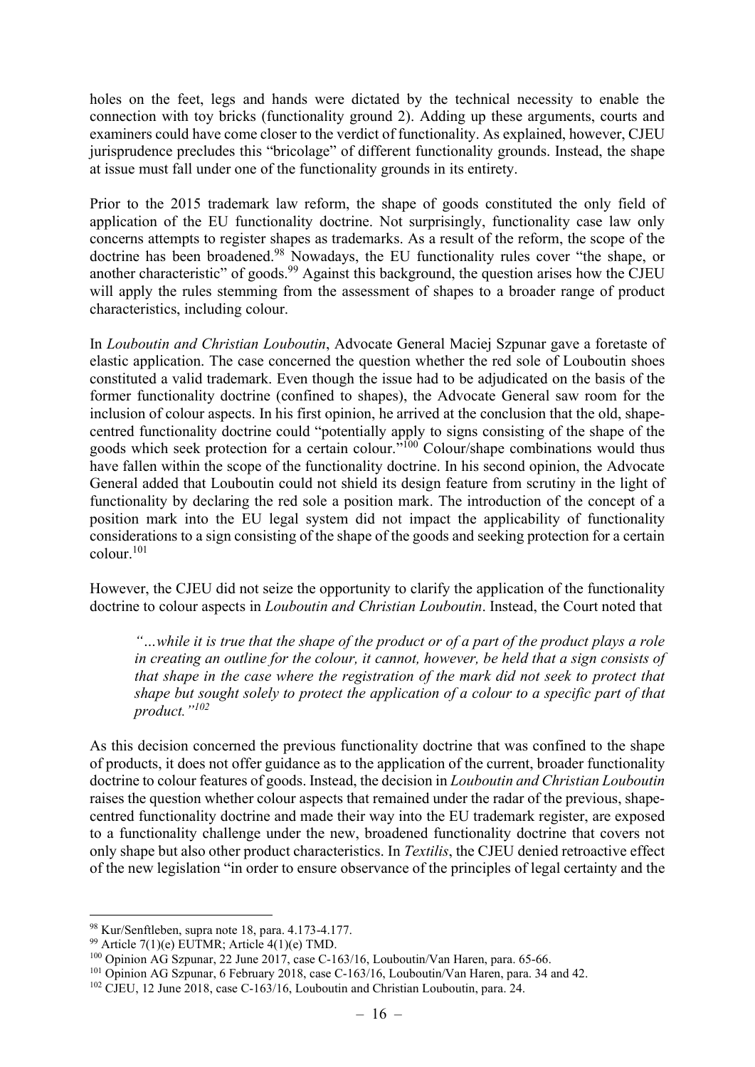holes on the feet, legs and hands were dictated by the technical necessity to enable the connection with toy bricks (functionality ground 2). Adding up these arguments, courts and examiners could have come closer to the verdict of functionality. As explained, however, CJEU jurisprudence precludes this "bricolage" of different functionality grounds. Instead, the shape at issue must fall under one of the functionality grounds in its entirety.

Prior to the 2015 trademark law reform, the shape of goods constituted the only field of application of the EU functionality doctrine. Not surprisingly, functionality case law only concerns attempts to register shapes as trademarks. As a result of the reform, the scope of the doctrine has been broadened.[98] Nowadays, the EU functionality rules cover "the shape, or another characteristic" of goods.[99] Against this background, the question arises how the CJEU will apply the rules stemming from the assessment of shapes to a broader range of product characteristics, including colour.

In *Louboutin and Christian Louboutin*, Advocate General Maciej Szpunar gave a foretaste of elastic application. The case concerned the question whether the red sole of Louboutin shoes constituted a valid trademark. Even though the issue had to be adjudicated on the basis of the former functionality doctrine (confined to shapes), the Advocate General saw room for the inclusion of colour aspects. In his first opinion, he arrived at the conclusion that the old, shape-centred functionality doctrine could "potentially apply to signs consisting of the shape of the goods which seek protection for a certain colour."[100] Colour/shape combinations would thus have fallen within the scope of the functionality doctrine. In his second opinion, the Advocate General added that Louboutin could not shield its design feature from scrutiny in the light of functionality by declaring the red sole a position mark. The introduction of the concept of a position mark into the EU legal system did not impact the applicability of functionality considerations to a sign consisting of the shape of the goods and seeking protection for a certain colour.[101]

However, the CJEU did not seize the opportunity to clarify the application of the functionality doctrine to colour aspects in *Louboutin and Christian Louboutin*. Instead, the Court noted that

> *"…while it is true that the shape of the product or of a part of the product plays a role in creating an outline for the colour, it cannot, however, be held that a sign consists of that shape in the case where the registration of the mark did not seek to protect that shape but sought solely to protect the application of a colour to a specific part of that product."*[102]

As this decision concerned the previous functionality doctrine that was confined to the shape of products, it does not offer guidance as to the application of the current, broader functionality doctrine to colour features of goods. Instead, the decision in *Louboutin and Christian Louboutin* raises the question whether colour aspects that remained under the radar of the previous, shape-centred functionality doctrine and made their way into the EU trademark register, are exposed to a functionality challenge under the new, broadened functionality doctrine that covers not only shape but also other product characteristics. In *Textilis*, the CJEU denied retroactive effect of the new legislation "in order to ensure observance of the principles of legal certainty and the

---

[98] Kur/Senftleben, supra note 18, para. 4.173-4.177.

[99] Article 7(1)(e) EUTMR; Article 4(1)(e) TMD.

[100] Opinion AG Szpunar, 22 June 2017, case C-163/16, Louboutin/Van Haren, para. 65-66.

[101] Opinion AG Szpunar, 6 February 2018, case C-163/16, Louboutin/Van Haren, para. 34 and 42.

[102] CJEU, 12 June 2018, case C-163/16, Louboutin and Christian Louboutin, para. 24.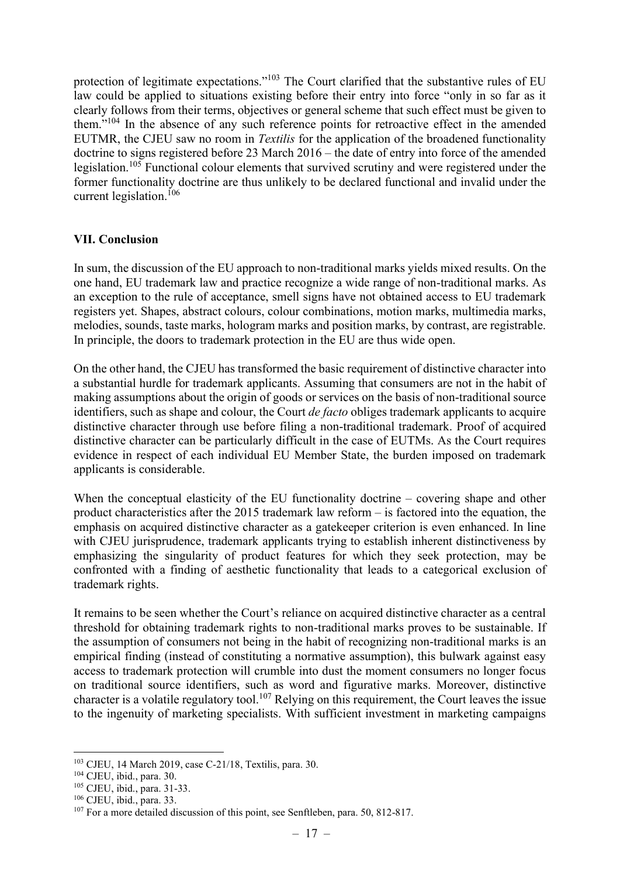protection of legitimate expectations."[103] The Court clarified that the substantive rules of EU law could be applied to situations existing before their entry into force "only in so far as it clearly follows from their terms, objectives or general scheme that such effect must be given to them."[104] In the absence of any such reference points for retroactive effect in the amended EUTMR, the CJEU saw no room in *Textilis* for the application of the broadened functionality doctrine to signs registered before 23 March 2016 – the date of entry into force of the amended legislation.[105] Functional colour elements that survived scrutiny and were registered under the former functionality doctrine are thus unlikely to be declared functional and invalid under the current legislation.[106]

## VII. Conclusion

In sum, the discussion of the EU approach to non-traditional marks yields mixed results. On the one hand, EU trademark law and practice recognize a wide range of non-traditional marks. As an exception to the rule of acceptance, smell signs have not obtained access to EU trademark registers yet. Shapes, abstract colours, colour combinations, motion marks, multimedia marks, melodies, sounds, taste marks, hologram marks and position marks, by contrast, are registrable. In principle, the doors to trademark protection in the EU are thus wide open.

On the other hand, the CJEU has transformed the basic requirement of distinctive character into a substantial hurdle for trademark applicants. Assuming that consumers are not in the habit of making assumptions about the origin of goods or services on the basis of non-traditional source identifiers, such as shape and colour, the Court *de facto* obliges trademark applicants to acquire distinctive character through use before filing a non-traditional trademark. Proof of acquired distinctive character can be particularly difficult in the case of EUTMs. As the Court requires evidence in respect of each individual EU Member State, the burden imposed on trademark applicants is considerable.

When the conceptual elasticity of the EU functionality doctrine – covering shape and other product characteristics after the 2015 trademark law reform – is factored into the equation, the emphasis on acquired distinctive character as a gatekeeper criterion is even enhanced. In line with CJEU jurisprudence, trademark applicants trying to establish inherent distinctiveness by emphasizing the singularity of product features for which they seek protection, may be confronted with a finding of aesthetic functionality that leads to a categorical exclusion of trademark rights.

It remains to be seen whether the Court's reliance on acquired distinctive character as a central threshold for obtaining trademark rights to non-traditional marks proves to be sustainable. If the assumption of consumers not being in the habit of recognizing non-traditional marks is an empirical finding (instead of constituting a normative assumption), this bulwark against easy access to trademark protection will crumble into dust the moment consumers no longer focus on traditional source identifiers, such as word and figurative marks. Moreover, distinctive character is a volatile regulatory tool.[107] Relying on this requirement, the Court leaves the issue to the ingenuity of marketing specialists. With sufficient investment in marketing campaigns

---

[103] CJEU, 14 March 2019, case C-21/18, Textilis, para. 30.

[104] CJEU, ibid., para. 30.

[105] CJEU, ibid., para. 31-33.

[106] CJEU, ibid., para. 33.

[107] For a more detailed discussion of this point, see Senftleben, para. 50, 812-817.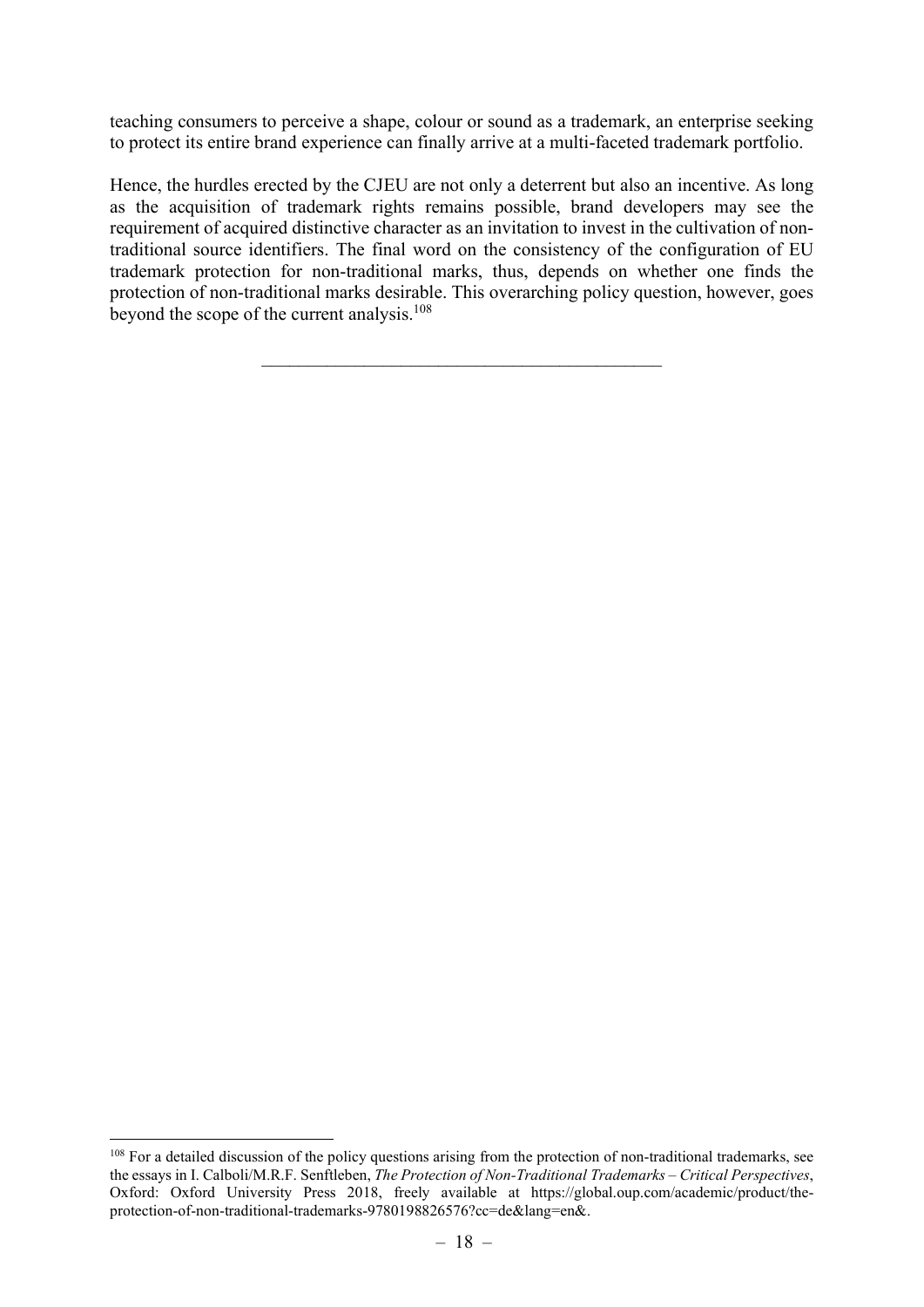teaching consumers to perceive a shape, colour or sound as a trademark, an enterprise seeking to protect its entire brand experience can finally arrive at a multi-faceted trademark portfolio.

Hence, the hurdles erected by the CJEU are not only a deterrent but also an incentive. As long as the acquisition of trademark rights remains possible, brand developers may see the requirement of acquired distinctive character as an invitation to invest in the cultivation of non-traditional source identifiers. The final word on the consistency of the configuration of EU trademark protection for non-traditional marks, thus, depends on whether one finds the protection of non-traditional marks desirable. This overarching policy question, however, goes beyond the scope of the current analysis.[108]

---

[108] For a detailed discussion of the policy questions arising from the protection of non-traditional trademarks, see the essays in I. Calboli/M.R.F. Senftleben, *The Protection of Non-Traditional Trademarks – Critical Perspectives*, Oxford: Oxford University Press 2018, freely available at https://global.oup.com/academic/product/the-protection-of-non-traditional-trademarks-9780198826576?cc=de&lang=en&.